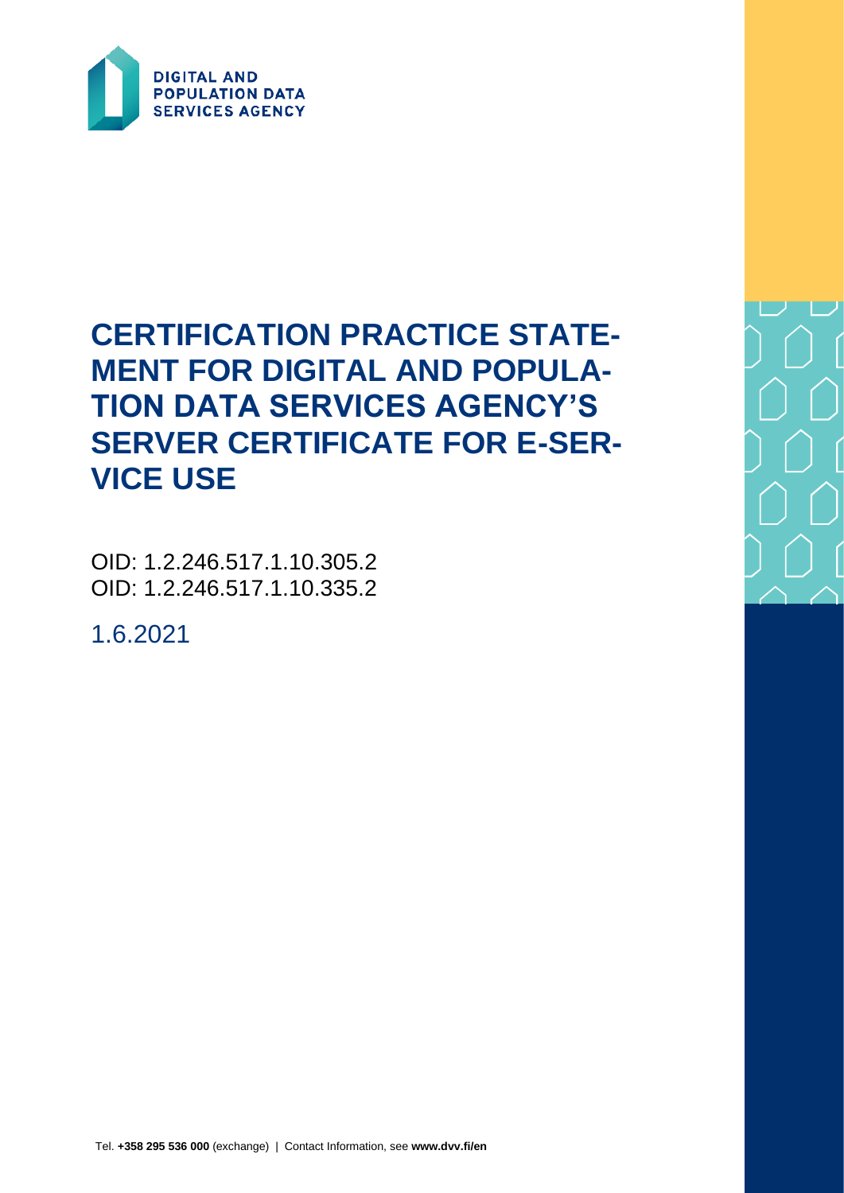DIGITAL AND POPULATION DATA SERVICES AGENCY

# CERTIFICATION PRACTICE STATEMENT FOR DIGITAL AND POPULATION DATA SERVICES AGENCY'S SERVER CERTIFICATE FOR E-SERVICE USE

OID: 1.2.246.517.1.10.305.2
OID: 1.2.246.517.1.10.335.2

1.6.2021

Tel. **+358 295 536 000** (exchange) | Contact Information, see **www.dvv.fi/en**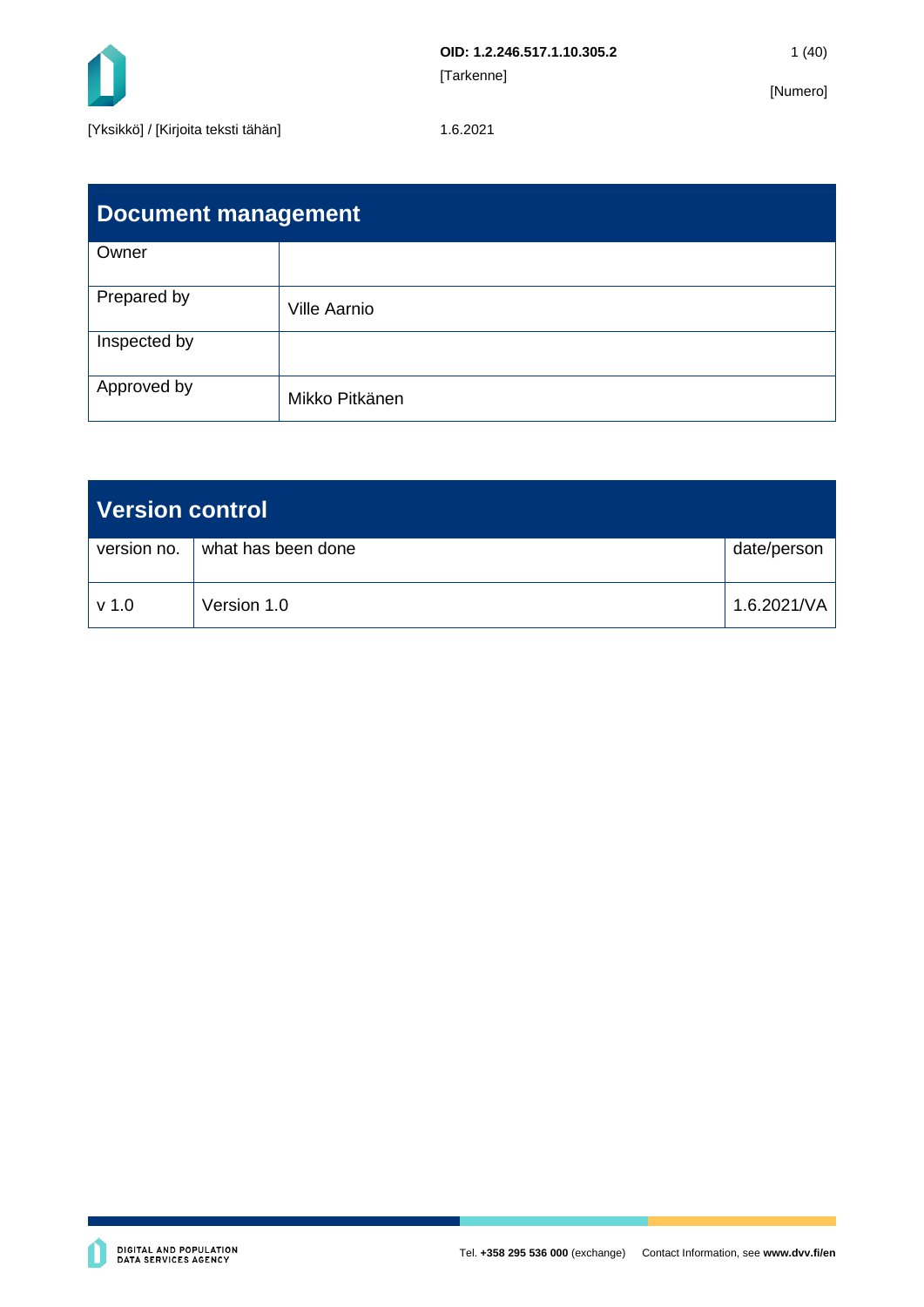| Document management | |
|---|---|
| Owner | |
| Prepared by | Ville Aarnio |
| Inspected by | |
| Approved by | Mikko Pitkänen |

| Version control | | |
|---|---|---|
| version no. | what has been done | date/person |
| v 1.0 | Version 1.0 | 1.6.2021/VA |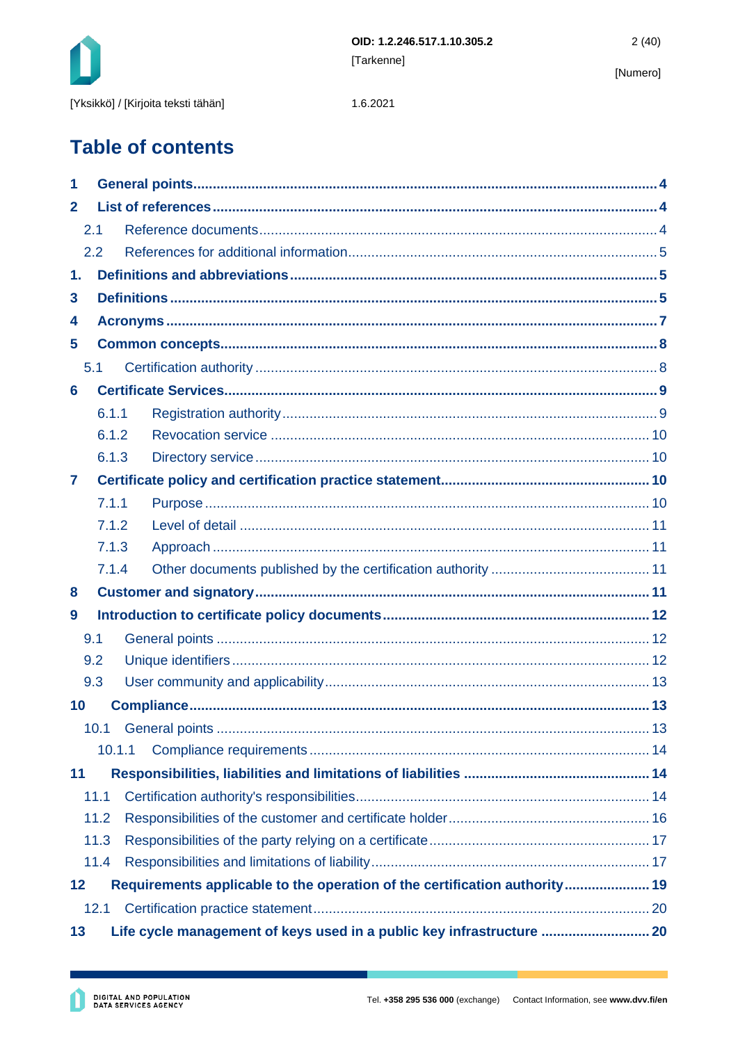# Table of contents

| | | |
|---|---|---|
| **1** | **General points** | **4** |
| **2** | **List of references** | **4** |
| 2.1 | Reference documents | 4 |
| 2.2 | References for additional information | 5 |
| **1.** | **Definitions and abbreviations** | **5** |
| **3** | **Definitions** | **5** |
| **4** | **Acronyms** | **7** |
| **5** | **Common concepts** | **8** |
| 5.1 | Certification authority | 8 |
| **6** | **Certificate Services** | **9** |
| 6.1.1 | Registration authority | 9 |
| 6.1.2 | Revocation service | 10 |
| 6.1.3 | Directory service | 10 |
| **7** | **Certificate policy and certification practice statement** | **10** |
| 7.1.1 | Purpose | 10 |
| 7.1.2 | Level of detail | 11 |
| 7.1.3 | Approach | 11 |
| 7.1.4 | Other documents published by the certification authority | 11 |
| **8** | **Customer and signatory** | **11** |
| **9** | **Introduction to certificate policy documents** | **12** |
| 9.1 | General points | 12 |
| 9.2 | Unique identifiers | 12 |
| 9.3 | User community and applicability | 13 |
| **10** | **Compliance** | **13** |
| 10.1 | General points | 13 |
| 10.1.1 | Compliance requirements | 14 |
| **11** | **Responsibilities, liabilities and limitations of liabilities** | **14** |
| 11.1 | Certification authority's responsibilities | 14 |
| 11.2 | Responsibilities of the customer and certificate holder | 16 |
| 11.3 | Responsibilities of the party relying on a certificate | 17 |
| 11.4 | Responsibilities and limitations of liability | 17 |
| **12** | **Requirements applicable to the operation of the certification authority** | **19** |
| 12.1 | Certification practice statement | 20 |
| **13** | **Life cycle management of keys used in a public key infrastructure** | **20** |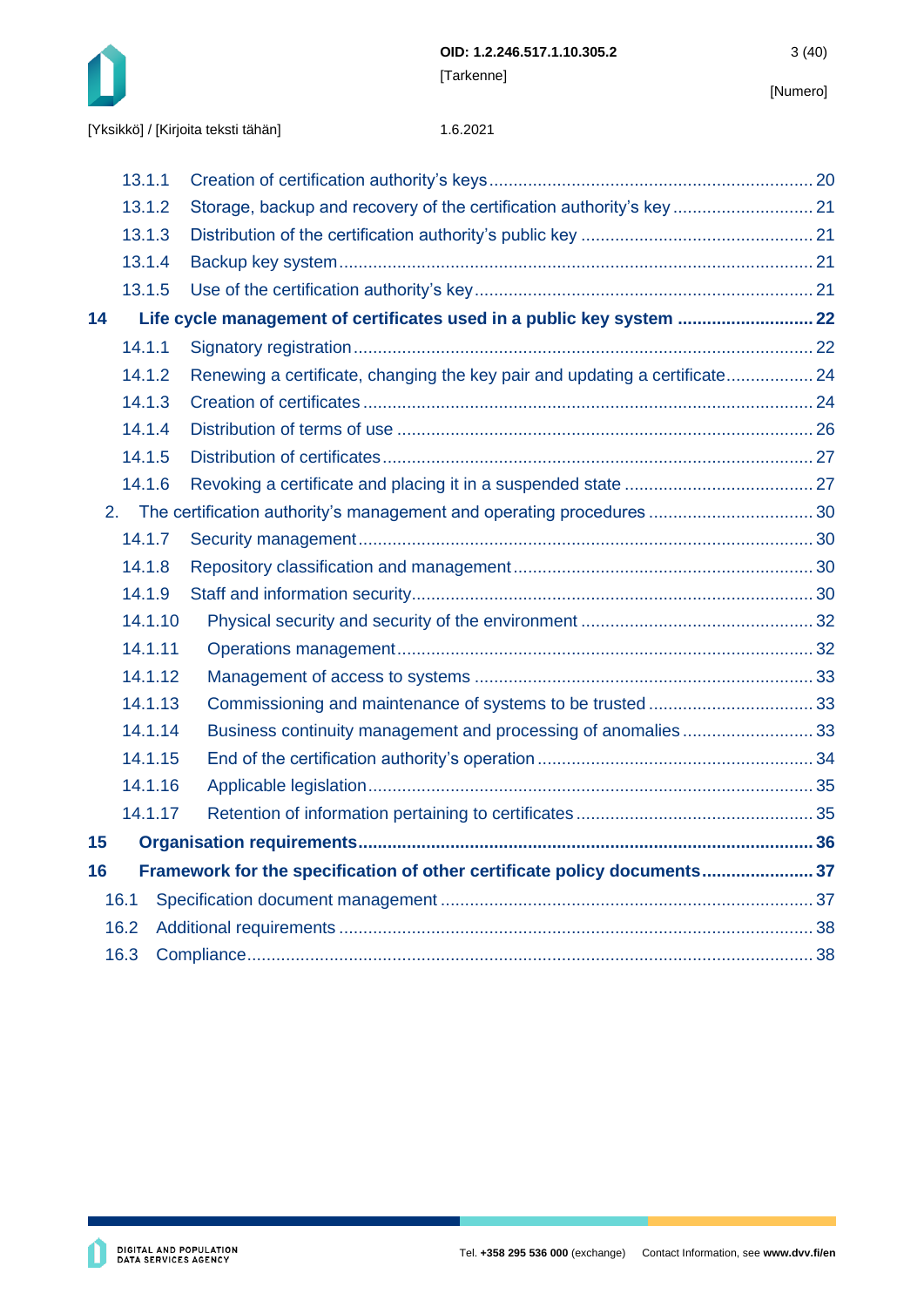13.1.1 Creation of certification authority's keys ........ 20
13.1.2 Storage, backup and recovery of the certification authority's key ........ 21
13.1.3 Distribution of the certification authority's public key ........ 21
13.1.4 Backup key system ........ 21
13.1.5 Use of the certification authority's key ........ 21

**14 Life cycle management of certificates used in a public key system ........ 22**

14.1.1 Signatory registration ........ 22
14.1.2 Renewing a certificate, changing the key pair and updating a certificate ........ 24
14.1.3 Creation of certificates ........ 24
14.1.4 Distribution of terms of use ........ 26
14.1.5 Distribution of certificates ........ 27
14.1.6 Revoking a certificate and placing it in a suspended state ........ 27

2. The certification authority's management and operating procedures ........ 30

14.1.7 Security management ........ 30
14.1.8 Repository classification and management ........ 30
14.1.9 Staff and information security ........ 30
14.1.10 Physical security and security of the environment ........ 32
14.1.11 Operations management ........ 32
14.1.12 Management of access to systems ........ 33
14.1.13 Commissioning and maintenance of systems to be trusted ........ 33
14.1.14 Business continuity management and processing of anomalies ........ 33
14.1.15 End of the certification authority's operation ........ 34
14.1.16 Applicable legislation ........ 35
14.1.17 Retention of information pertaining to certificates ........ 35

**15 Organisation requirements ........ 36**

**16 Framework for the specification of other certificate policy documents ........ 37**

16.1 Specification document management ........ 37
16.2 Additional requirements ........ 38
16.3 Compliance ........ 38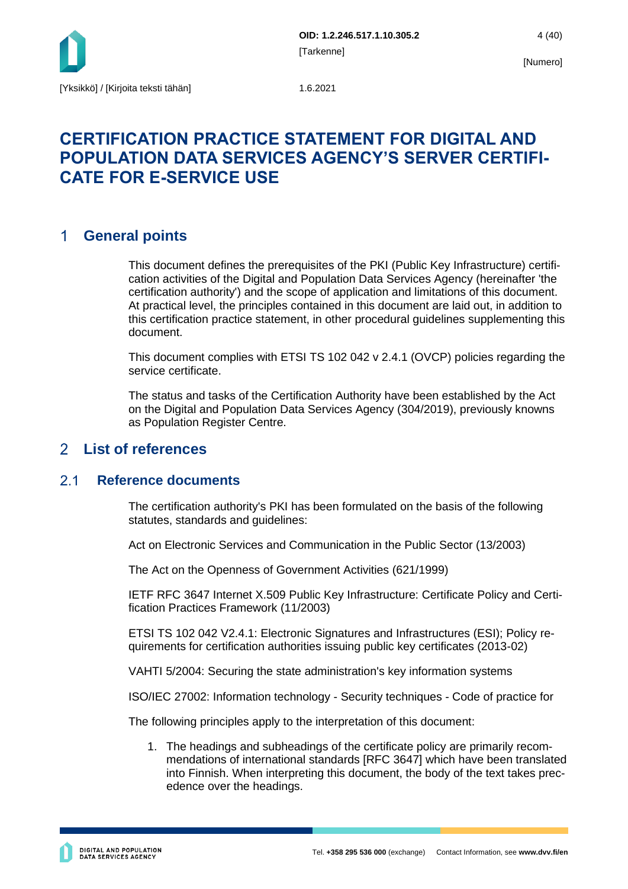# CERTIFICATION PRACTICE STATEMENT FOR DIGITAL AND POPULATION DATA SERVICES AGENCY'S SERVER CERTIFICATE FOR E-SERVICE USE

## 1 General points

This document defines the prerequisites of the PKI (Public Key Infrastructure) certification activities of the Digital and Population Data Services Agency (hereinafter 'the certification authority') and the scope of application and limitations of this document. At practical level, the principles contained in this document are laid out, in addition to this certification practice statement, in other procedural guidelines supplementing this document.

This document complies with ETSI TS 102 042 v 2.4.1 (OVCP) policies regarding the service certificate.

The status and tasks of the Certification Authority have been established by the Act on the Digital and Population Data Services Agency (304/2019), previously knowns as Population Register Centre.

## 2 List of references

### 2.1 Reference documents

The certification authority's PKI has been formulated on the basis of the following statutes, standards and guidelines:

Act on Electronic Services and Communication in the Public Sector (13/2003)

The Act on the Openness of Government Activities (621/1999)

IETF RFC 3647 Internet X.509 Public Key Infrastructure: Certificate Policy and Certification Practices Framework (11/2003)

ETSI TS 102 042 V2.4.1: Electronic Signatures and Infrastructures (ESI); Policy requirements for certification authorities issuing public key certificates (2013-02)

VAHTI 5/2004: Securing the state administration's key information systems

ISO/IEC 27002: Information technology - Security techniques - Code of practice for

The following principles apply to the interpretation of this document:

1. The headings and subheadings of the certificate policy are primarily recommendations of international standards [RFC 3647] which have been translated into Finnish. When interpreting this document, the body of the text takes precedence over the headings.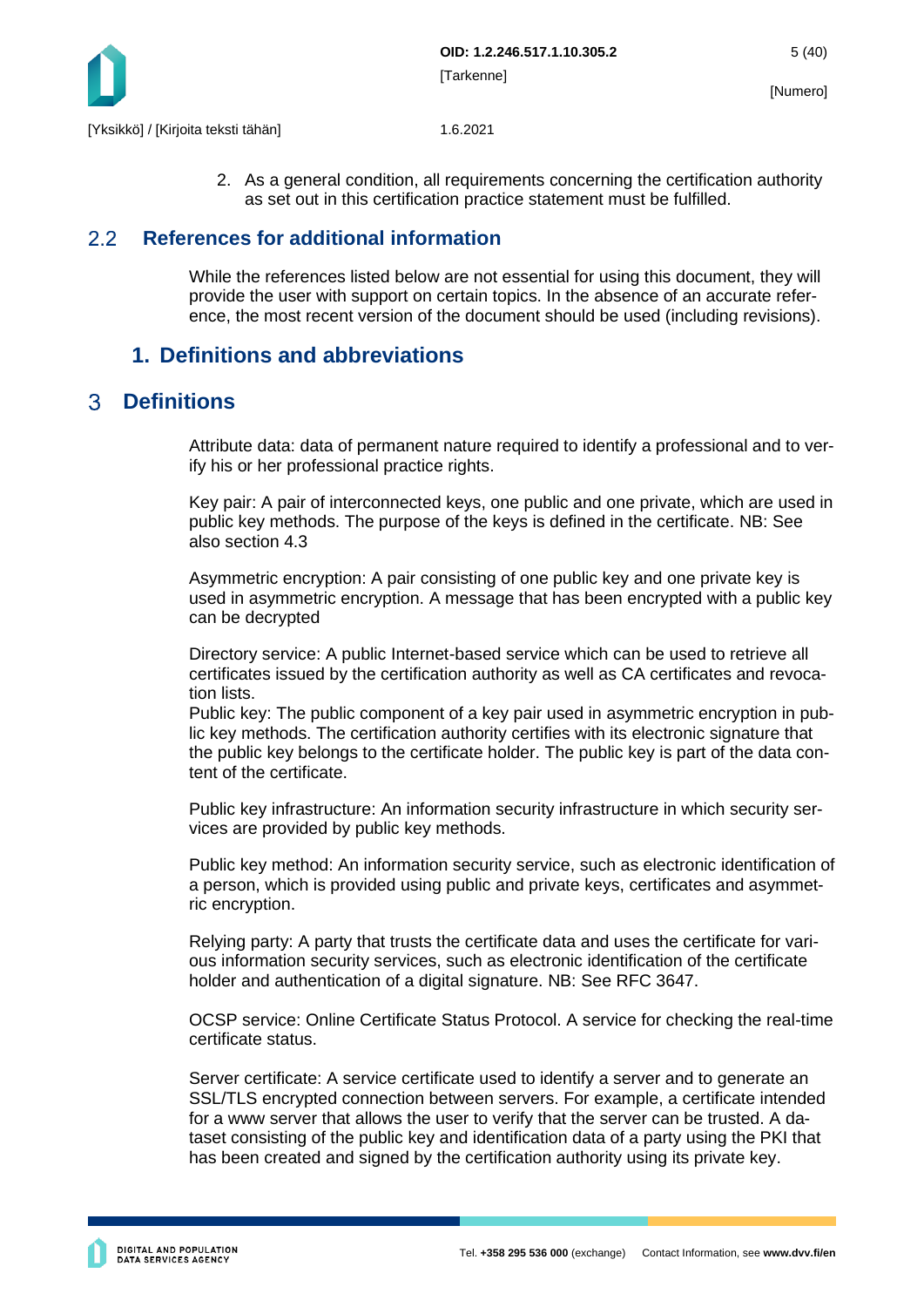2. As a general condition, all requirements concerning the certification authority as set out in this certification practice statement must be fulfilled.

## 2.2 References for additional information

While the references listed below are not essential for using this document, they will provide the user with support on certain topics. In the absence of an accurate reference, the most recent version of the document should be used (including revisions).

## 1. Definitions and abbreviations

# 3 Definitions

Attribute data: data of permanent nature required to identify a professional and to verify his or her professional practice rights.

Key pair: A pair of interconnected keys, one public and one private, which are used in public key methods. The purpose of the keys is defined in the certificate. NB: See also section 4.3

Asymmetric encryption: A pair consisting of one public key and one private key is used in asymmetric encryption. A message that has been encrypted with a public key can be decrypted

Directory service: A public Internet-based service which can be used to retrieve all certificates issued by the certification authority as well as CA certificates and revocation lists.
Public key: The public component of a key pair used in asymmetric encryption in public key methods. The certification authority certifies with its electronic signature that the public key belongs to the certificate holder. The public key is part of the data content of the certificate.

Public key infrastructure: An information security infrastructure in which security services are provided by public key methods.

Public key method: An information security service, such as electronic identification of a person, which is provided using public and private keys, certificates and asymmetric encryption.

Relying party: A party that trusts the certificate data and uses the certificate for various information security services, such as electronic identification of the certificate holder and authentication of a digital signature. NB: See RFC 3647.

OCSP service: Online Certificate Status Protocol. A service for checking the real-time certificate status.

Server certificate: A service certificate used to identify a server and to generate an SSL/TLS encrypted connection between servers. For example, a certificate intended for a www server that allows the user to verify that the server can be trusted. A dataset consisting of the public key and identification data of a party using the PKI that has been created and signed by the certification authority using its private key.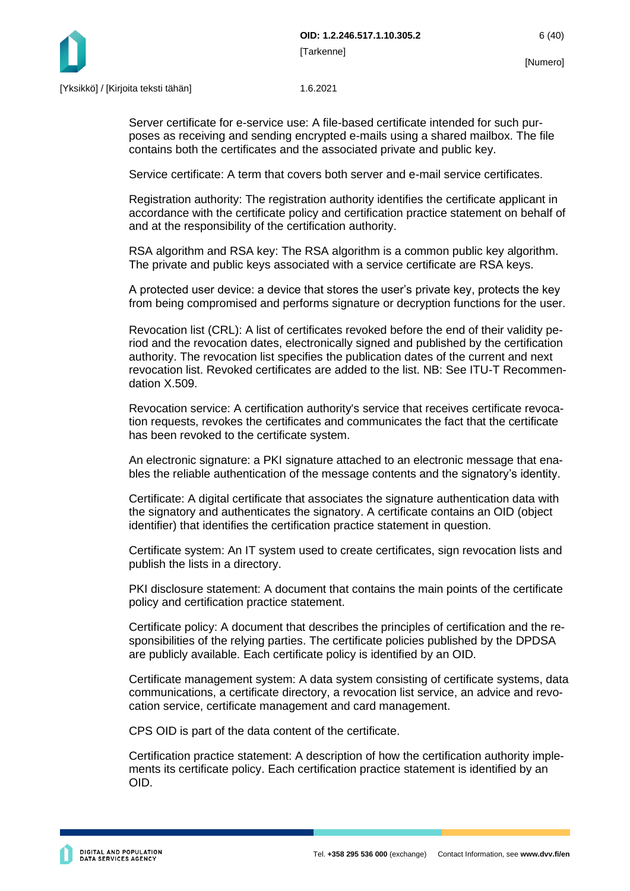Server certificate for e-service use: A file-based certificate intended for such purposes as receiving and sending encrypted e-mails using a shared mailbox. The file contains both the certificates and the associated private and public key.

Service certificate: A term that covers both server and e-mail service certificates.

Registration authority: The registration authority identifies the certificate applicant in accordance with the certificate policy and certification practice statement on behalf of and at the responsibility of the certification authority.

RSA algorithm and RSA key: The RSA algorithm is a common public key algorithm. The private and public keys associated with a service certificate are RSA keys.

A protected user device: a device that stores the user's private key, protects the key from being compromised and performs signature or decryption functions for the user.

Revocation list (CRL): A list of certificates revoked before the end of their validity period and the revocation dates, electronically signed and published by the certification authority. The revocation list specifies the publication dates of the current and next revocation list. Revoked certificates are added to the list. NB: See ITU-T Recommendation X.509.

Revocation service: A certification authority's service that receives certificate revocation requests, revokes the certificates and communicates the fact that the certificate has been revoked to the certificate system.

An electronic signature: a PKI signature attached to an electronic message that enables the reliable authentication of the message contents and the signatory's identity.

Certificate: A digital certificate that associates the signature authentication data with the signatory and authenticates the signatory. A certificate contains an OID (object identifier) that identifies the certification practice statement in question.

Certificate system: An IT system used to create certificates, sign revocation lists and publish the lists in a directory.

PKI disclosure statement: A document that contains the main points of the certificate policy and certification practice statement.

Certificate policy: A document that describes the principles of certification and the responsibilities of the relying parties. The certificate policies published by the DPDSA are publicly available. Each certificate policy is identified by an OID.

Certificate management system: A data system consisting of certificate systems, data communications, a certificate directory, a revocation list service, an advice and revocation service, certificate management and card management.

CPS OID is part of the data content of the certificate.

Certification practice statement: A description of how the certification authority implements its certificate policy. Each certification practice statement is identified by an OID.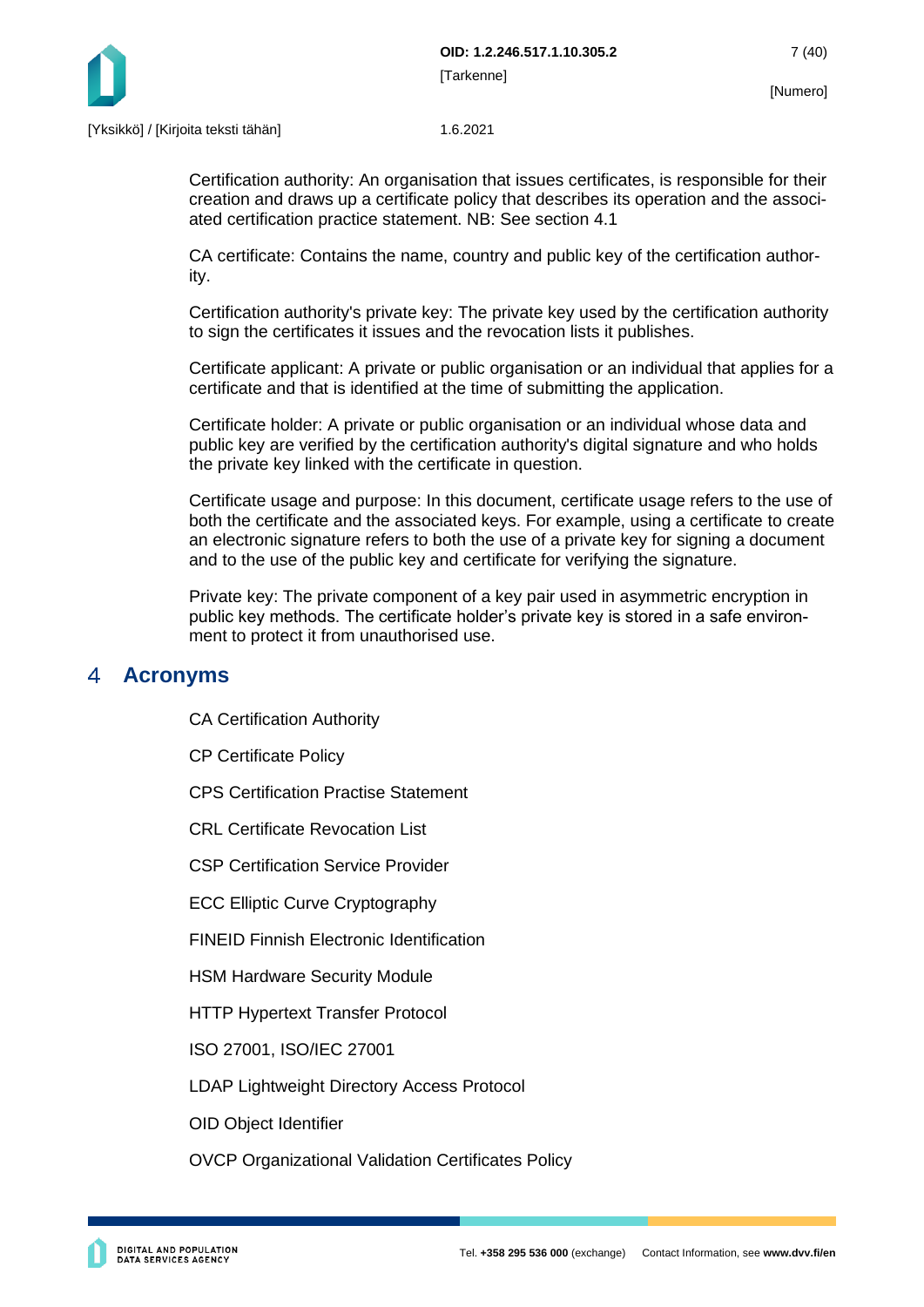Certification authority: An organisation that issues certificates, is responsible for their creation and draws up a certificate policy that describes its operation and the associated certification practice statement. NB: See section 4.1

CA certificate: Contains the name, country and public key of the certification authority.

Certification authority's private key: The private key used by the certification authority to sign the certificates it issues and the revocation lists it publishes.

Certificate applicant: A private or public organisation or an individual that applies for a certificate and that is identified at the time of submitting the application.

Certificate holder: A private or public organisation or an individual whose data and public key are verified by the certification authority's digital signature and who holds the private key linked with the certificate in question.

Certificate usage and purpose: In this document, certificate usage refers to the use of both the certificate and the associated keys. For example, using a certificate to create an electronic signature refers to both the use of a private key for signing a document and to the use of the public key and certificate for verifying the signature.

Private key: The private component of a key pair used in asymmetric encryption in public key methods. The certificate holder's private key is stored in a safe environment to protect it from unauthorised use.

# 4 Acronyms

CA Certification Authority

CP Certificate Policy

CPS Certification Practise Statement

CRL Certificate Revocation List

CSP Certification Service Provider

ECC Elliptic Curve Cryptography

FINEID Finnish Electronic Identification

HSM Hardware Security Module

HTTP Hypertext Transfer Protocol

ISO 27001, ISO/IEC 27001

LDAP Lightweight Directory Access Protocol

OID Object Identifier

OVCP Organizational Validation Certificates Policy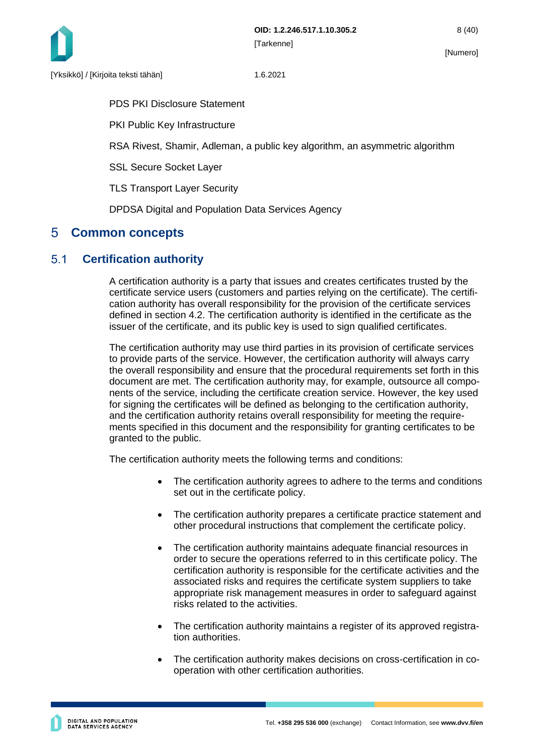PDS PKI Disclosure Statement

PKI Public Key Infrastructure

RSA Rivest, Shamir, Adleman, a public key algorithm, an asymmetric algorithm

SSL Secure Socket Layer

TLS Transport Layer Security

DPDSA Digital and Population Data Services Agency

# 5 Common concepts

## 5.1 Certification authority

A certification authority is a party that issues and creates certificates trusted by the certificate service users (customers and parties relying on the certificate). The certification authority has overall responsibility for the provision of the certificate services defined in section 4.2. The certification authority is identified in the certificate as the issuer of the certificate, and its public key is used to sign qualified certificates.

The certification authority may use third parties in its provision of certificate services to provide parts of the service. However, the certification authority will always carry the overall responsibility and ensure that the procedural requirements set forth in this document are met. The certification authority may, for example, outsource all components of the service, including the certificate creation service. However, the key used for signing the certificates will be defined as belonging to the certification authority, and the certification authority retains overall responsibility for meeting the requirements specified in this document and the responsibility for granting certificates to be granted to the public.

The certification authority meets the following terms and conditions:

- The certification authority agrees to adhere to the terms and conditions set out in the certificate policy.
- The certification authority prepares a certificate practice statement and other procedural instructions that complement the certificate policy.
- The certification authority maintains adequate financial resources in order to secure the operations referred to in this certificate policy. The certification authority is responsible for the certificate activities and the associated risks and requires the certificate system suppliers to take appropriate risk management measures in order to safeguard against risks related to the activities.
- The certification authority maintains a register of its approved registration authorities.
- The certification authority makes decisions on cross-certification in co-operation with other certification authorities.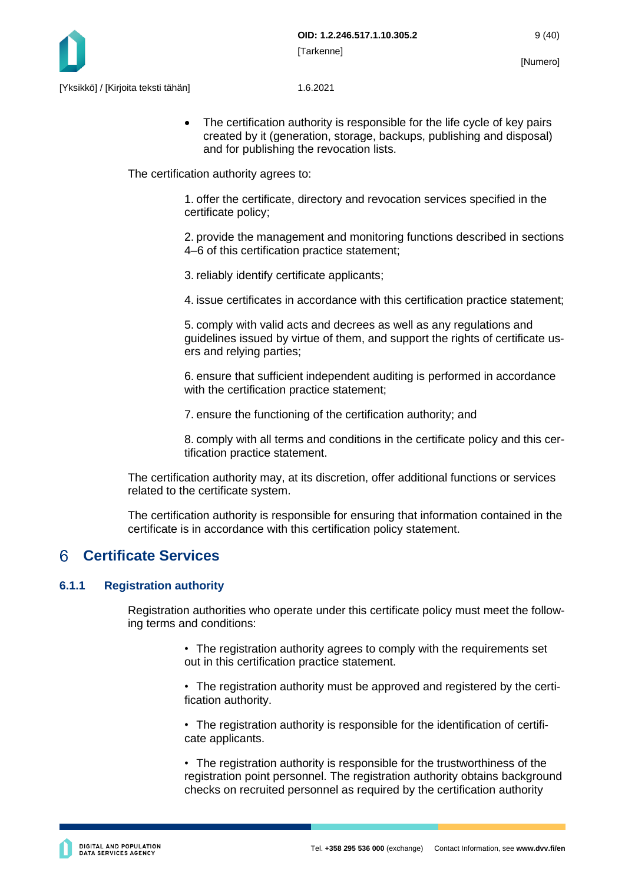- The certification authority is responsible for the life cycle of key pairs created by it (generation, storage, backups, publishing and disposal) and for publishing the revocation lists.

The certification authority agrees to:

1. offer the certificate, directory and revocation services specified in the certificate policy;

2. provide the management and monitoring functions described in sections 4–6 of this certification practice statement;

3. reliably identify certificate applicants;

4. issue certificates in accordance with this certification practice statement;

5. comply with valid acts and decrees as well as any regulations and guidelines issued by virtue of them, and support the rights of certificate users and relying parties;

6. ensure that sufficient independent auditing is performed in accordance with the certification practice statement;

7. ensure the functioning of the certification authority; and

8. comply with all terms and conditions in the certificate policy and this certification practice statement.

The certification authority may, at its discretion, offer additional functions or services related to the certificate system.

The certification authority is responsible for ensuring that information contained in the certificate is in accordance with this certification policy statement.

# 6 Certificate Services

### 6.1.1 Registration authority

Registration authorities who operate under this certificate policy must meet the following terms and conditions:

- The registration authority agrees to comply with the requirements set out in this certification practice statement.

- The registration authority must be approved and registered by the certification authority.

- The registration authority is responsible for the identification of certificate applicants.

- The registration authority is responsible for the trustworthiness of the registration point personnel. The registration authority obtains background checks on recruited personnel as required by the certification authority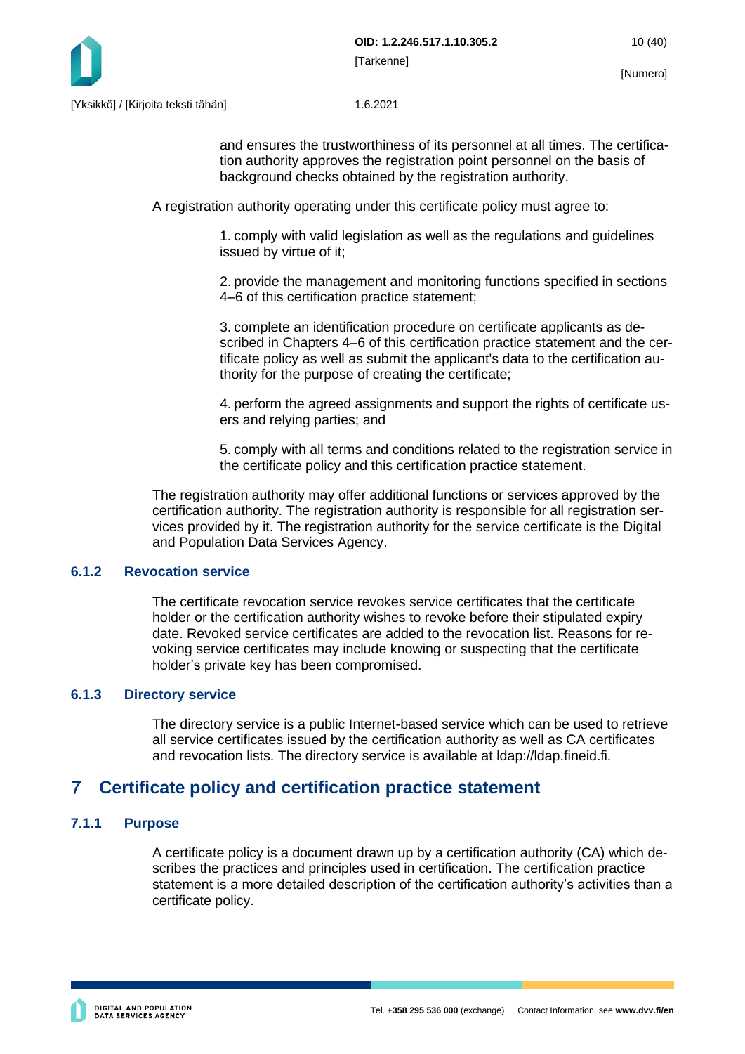and ensures the trustworthiness of its personnel at all times. The certification authority approves the registration point personnel on the basis of background checks obtained by the registration authority.

A registration authority operating under this certificate policy must agree to:

1. comply with valid legislation as well as the regulations and guidelines issued by virtue of it;

2. provide the management and monitoring functions specified in sections 4–6 of this certification practice statement;

3. complete an identification procedure on certificate applicants as described in Chapters 4–6 of this certification practice statement and the certificate policy as well as submit the applicant's data to the certification authority for the purpose of creating the certificate;

4. perform the agreed assignments and support the rights of certificate users and relying parties; and

5. comply with all terms and conditions related to the registration service in the certificate policy and this certification practice statement.

The registration authority may offer additional functions or services approved by the certification authority. The registration authority is responsible for all registration services provided by it. The registration authority for the service certificate is the Digital and Population Data Services Agency.

### 6.1.2 Revocation service

The certificate revocation service revokes service certificates that the certificate holder or the certification authority wishes to revoke before their stipulated expiry date. Revoked service certificates are added to the revocation list. Reasons for revoking service certificates may include knowing or suspecting that the certificate holder's private key has been compromised.

### 6.1.3 Directory service

The directory service is a public Internet-based service which can be used to retrieve all service certificates issued by the certification authority as well as CA certificates and revocation lists. The directory service is available at ldap://ldap.fineid.fi.

# 7 Certificate policy and certification practice statement

### 7.1.1 Purpose

A certificate policy is a document drawn up by a certification authority (CA) which describes the practices and principles used in certification. The certification practice statement is a more detailed description of the certification authority's activities than a certificate policy.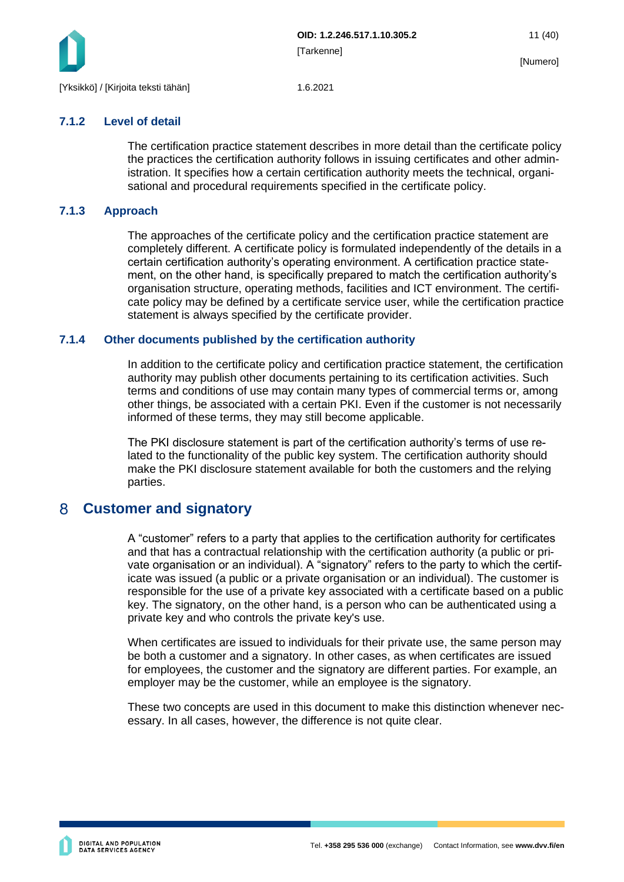### 7.1.2 Level of detail

The certification practice statement describes in more detail than the certificate policy the practices the certification authority follows in issuing certificates and other administration. It specifies how a certain certification authority meets the technical, organisational and procedural requirements specified in the certificate policy.

### 7.1.3 Approach

The approaches of the certificate policy and the certification practice statement are completely different. A certificate policy is formulated independently of the details in a certain certification authority's operating environment. A certification practice statement, on the other hand, is specifically prepared to match the certification authority's organisation structure, operating methods, facilities and ICT environment. The certificate policy may be defined by a certificate service user, while the certification practice statement is always specified by the certificate provider.

### 7.1.4 Other documents published by the certification authority

In addition to the certificate policy and certification practice statement, the certification authority may publish other documents pertaining to its certification activities. Such terms and conditions of use may contain many types of commercial terms or, among other things, be associated with a certain PKI. Even if the customer is not necessarily informed of these terms, they may still become applicable.

The PKI disclosure statement is part of the certification authority's terms of use related to the functionality of the public key system. The certification authority should make the PKI disclosure statement available for both the customers and the relying parties.

# 8 Customer and signatory

A "customer" refers to a party that applies to the certification authority for certificates and that has a contractual relationship with the certification authority (a public or private organisation or an individual). A "signatory" refers to the party to which the certificate was issued (a public or a private organisation or an individual). The customer is responsible for the use of a private key associated with a certificate based on a public key. The signatory, on the other hand, is a person who can be authenticated using a private key and who controls the private key's use.

When certificates are issued to individuals for their private use, the same person may be both a customer and a signatory. In other cases, as when certificates are issued for employees, the customer and the signatory are different parties. For example, an employer may be the customer, while an employee is the signatory.

These two concepts are used in this document to make this distinction whenever necessary. In all cases, however, the difference is not quite clear.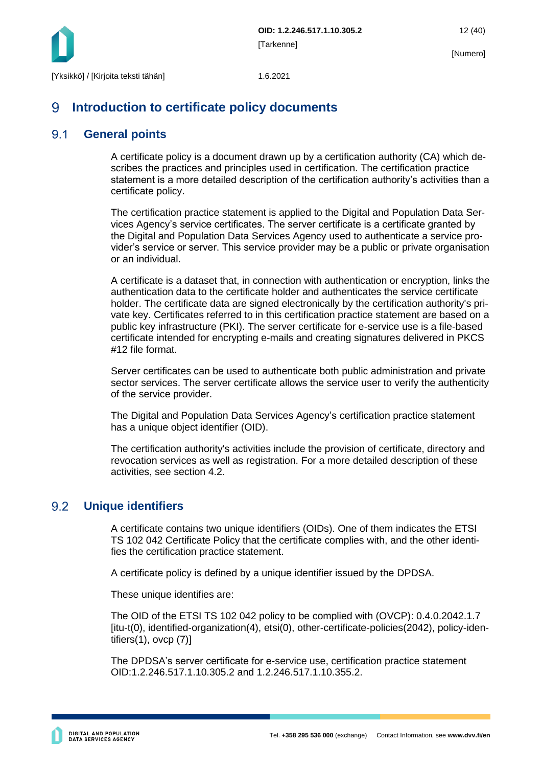# 9 Introduction to certificate policy documents

## 9.1 General points

A certificate policy is a document drawn up by a certification authority (CA) which describes the practices and principles used in certification. The certification practice statement is a more detailed description of the certification authority's activities than a certificate policy.

The certification practice statement is applied to the Digital and Population Data Services Agency's service certificates. The server certificate is a certificate granted by the Digital and Population Data Services Agency used to authenticate a service provider's service or server. This service provider may be a public or private organisation or an individual.

A certificate is a dataset that, in connection with authentication or encryption, links the authentication data to the certificate holder and authenticates the service certificate holder. The certificate data are signed electronically by the certification authority's private key. Certificates referred to in this certification practice statement are based on a public key infrastructure (PKI). The server certificate for e-service use is a file-based certificate intended for encrypting e-mails and creating signatures delivered in PKCS #12 file format.

Server certificates can be used to authenticate both public administration and private sector services. The server certificate allows the service user to verify the authenticity of the service provider.

The Digital and Population Data Services Agency's certification practice statement has a unique object identifier (OID).

The certification authority's activities include the provision of certificate, directory and revocation services as well as registration. For a more detailed description of these activities, see section 4.2.

## 9.2 Unique identifiers

A certificate contains two unique identifiers (OIDs). One of them indicates the ETSI TS 102 042 Certificate Policy that the certificate complies with, and the other identifies the certification practice statement.

A certificate policy is defined by a unique identifier issued by the DPDSA.

These unique identifies are:

The OID of the ETSI TS 102 042 policy to be complied with (OVCP): 0.4.0.2042.1.7 [itu-t(0), identified-organization(4), etsi(0), other-certificate-policies(2042), policy-identifiers(1), ovcp (7)]

The DPDSA's server certificate for e-service use, certification practice statement OID:1.2.246.517.1.10.305.2 and 1.2.246.517.1.10.355.2.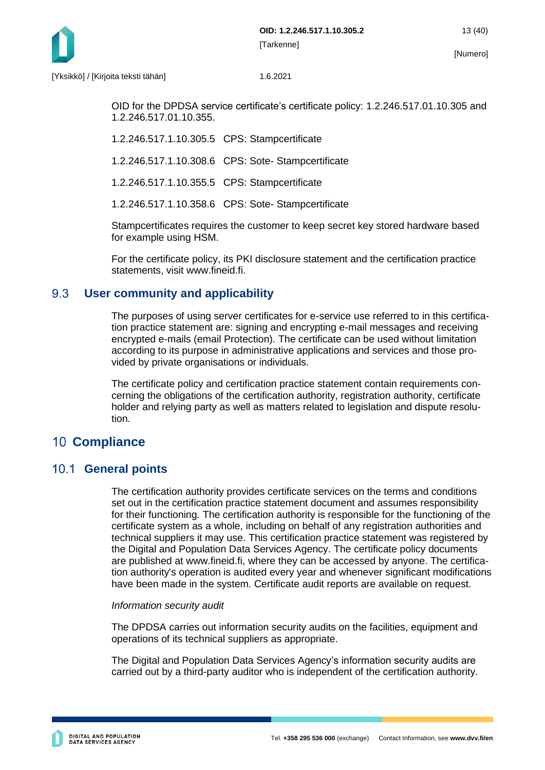OID for the DPDSA service certificate's certificate policy: 1.2.246.517.01.10.305 and 1.2.246.517.01.10.355.

1.2.246.517.1.10.305.5 CPS: Stampcertificate

1.2.246.517.1.10.308.6 CPS: Sote- Stampcertificate

1.2.246.517.1.10.355.5 CPS: Stampcertificate

1.2.246.517.1.10.358.6 CPS: Sote- Stampcertificate

Stampcertificates requires the customer to keep secret key stored hardware based for example using HSM.

For the certificate policy, its PKI disclosure statement and the certification practice statements, visit www.fineid.fi.

## 9.3 User community and applicability

The purposes of using server certificates for e-service use referred to in this certification practice statement are: signing and encrypting e-mail messages and receiving encrypted e-mails (email Protection). The certificate can be used without limitation according to its purpose in administrative applications and services and those provided by private organisations or individuals.

The certificate policy and certification practice statement contain requirements concerning the obligations of the certification authority, registration authority, certificate holder and relying party as well as matters related to legislation and dispute resolution.

# 10 Compliance

## 10.1 General points

The certification authority provides certificate services on the terms and conditions set out in the certification practice statement document and assumes responsibility for their functioning. The certification authority is responsible for the functioning of the certificate system as a whole, including on behalf of any registration authorities and technical suppliers it may use. This certification practice statement was registered by the Digital and Population Data Services Agency. The certificate policy documents are published at www.fineid.fi, where they can be accessed by anyone. The certification authority's operation is audited every year and whenever significant modifications have been made in the system. Certificate audit reports are available on request.

*Information security audit*

The DPDSA carries out information security audits on the facilities, equipment and operations of its technical suppliers as appropriate.

The Digital and Population Data Services Agency's information security audits are carried out by a third-party auditor who is independent of the certification authority.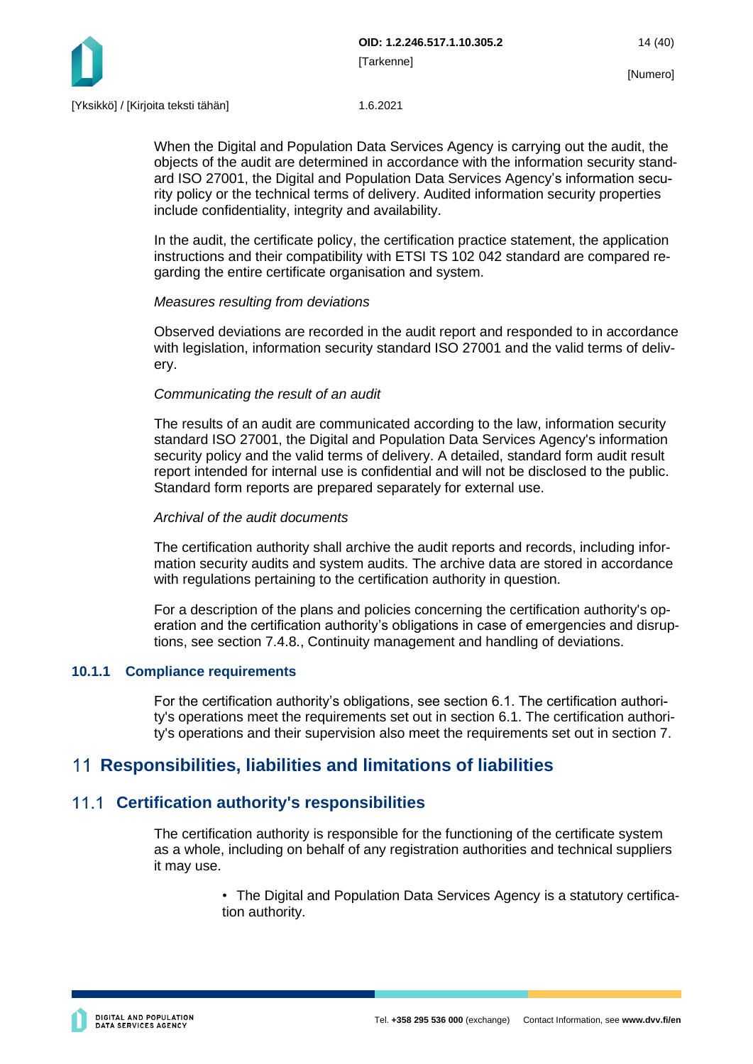When the Digital and Population Data Services Agency is carrying out the audit, the objects of the audit are determined in accordance with the information security standard ISO 27001, the Digital and Population Data Services Agency's information security policy or the technical terms of delivery. Audited information security properties include confidentiality, integrity and availability.

In the audit, the certificate policy, the certification practice statement, the application instructions and their compatibility with ETSI TS 102 042 standard are compared regarding the entire certificate organisation and system.

*Measures resulting from deviations*

Observed deviations are recorded in the audit report and responded to in accordance with legislation, information security standard ISO 27001 and the valid terms of delivery.

*Communicating the result of an audit*

The results of an audit are communicated according to the law, information security standard ISO 27001, the Digital and Population Data Services Agency's information security policy and the valid terms of delivery. A detailed, standard form audit result report intended for internal use is confidential and will not be disclosed to the public. Standard form reports are prepared separately for external use.

*Archival of the audit documents*

The certification authority shall archive the audit reports and records, including information security audits and system audits. The archive data are stored in accordance with regulations pertaining to the certification authority in question.

For a description of the plans and policies concerning the certification authority's operation and the certification authority's obligations in case of emergencies and disruptions, see section 7.4.8., Continuity management and handling of deviations.

### 10.1.1 Compliance requirements

For the certification authority's obligations, see section 6.1. The certification authority's operations meet the requirements set out in section 6.1. The certification authority's operations and their supervision also meet the requirements set out in section 7.

# 11 Responsibilities, liabilities and limitations of liabilities

## 11.1 Certification authority's responsibilities

The certification authority is responsible for the functioning of the certificate system as a whole, including on behalf of any registration authorities and technical suppliers it may use.

- The Digital and Population Data Services Agency is a statutory certification authority.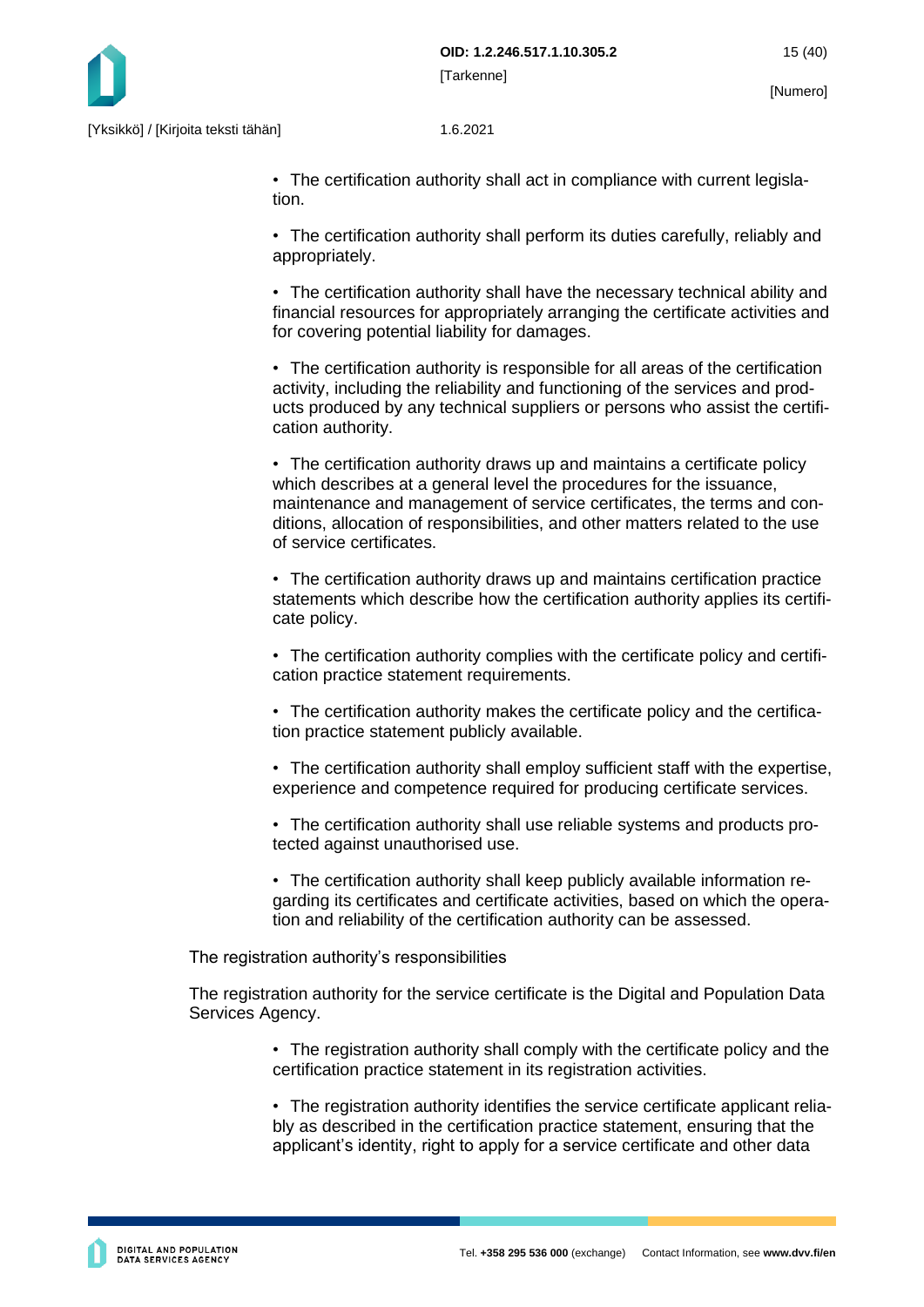- The certification authority shall act in compliance with current legislation.

- The certification authority shall perform its duties carefully, reliably and appropriately.

- The certification authority shall have the necessary technical ability and financial resources for appropriately arranging the certificate activities and for covering potential liability for damages.

- The certification authority is responsible for all areas of the certification activity, including the reliability and functioning of the services and products produced by any technical suppliers or persons who assist the certification authority.

- The certification authority draws up and maintains a certificate policy which describes at a general level the procedures for the issuance, maintenance and management of service certificates, the terms and conditions, allocation of responsibilities, and other matters related to the use of service certificates.

- The certification authority draws up and maintains certification practice statements which describe how the certification authority applies its certificate policy.

- The certification authority complies with the certificate policy and certification practice statement requirements.

- The certification authority makes the certificate policy and the certification practice statement publicly available.

- The certification authority shall employ sufficient staff with the expertise, experience and competence required for producing certificate services.

- The certification authority shall use reliable systems and products protected against unauthorised use.

- The certification authority shall keep publicly available information regarding its certificates and certificate activities, based on which the operation and reliability of the certification authority can be assessed.

The registration authority's responsibilities

The registration authority for the service certificate is the Digital and Population Data Services Agency.

- The registration authority shall comply with the certificate policy and the certification practice statement in its registration activities.

- The registration authority identifies the service certificate applicant reliably as described in the certification practice statement, ensuring that the applicant's identity, right to apply for a service certificate and other data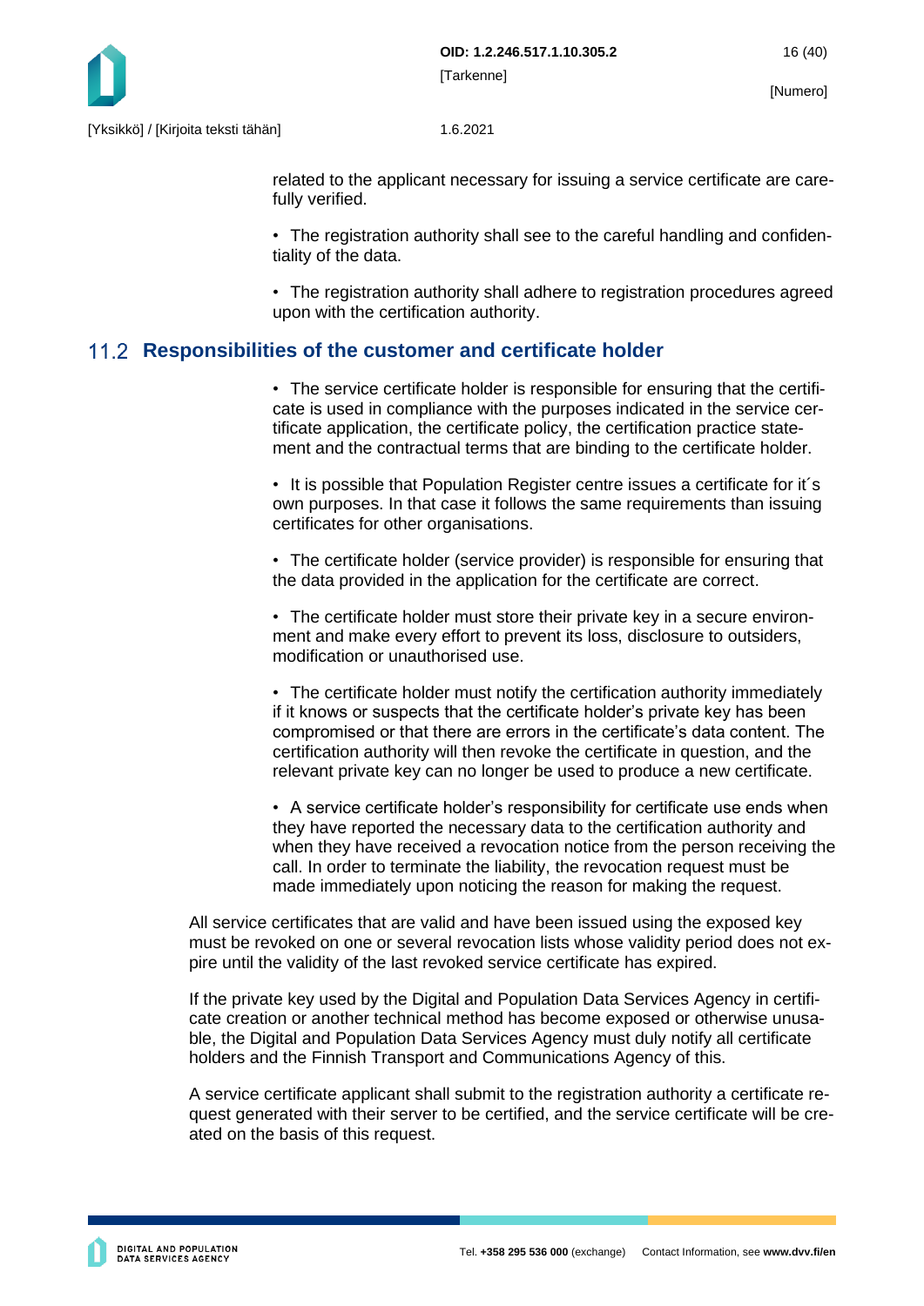related to the applicant necessary for issuing a service certificate are carefully verified.

• The registration authority shall see to the careful handling and confidentiality of the data.

• The registration authority shall adhere to registration procedures agreed upon with the certification authority.

## 11.2 Responsibilities of the customer and certificate holder

• The service certificate holder is responsible for ensuring that the certificate is used in compliance with the purposes indicated in the service certificate application, the certificate policy, the certification practice statement and the contractual terms that are binding to the certificate holder.

• It is possible that Population Register centre issues a certificate for it´s own purposes. In that case it follows the same requirements than issuing certificates for other organisations.

• The certificate holder (service provider) is responsible for ensuring that the data provided in the application for the certificate are correct.

• The certificate holder must store their private key in a secure environment and make every effort to prevent its loss, disclosure to outsiders, modification or unauthorised use.

• The certificate holder must notify the certification authority immediately if it knows or suspects that the certificate holder's private key has been compromised or that there are errors in the certificate's data content. The certification authority will then revoke the certificate in question, and the relevant private key can no longer be used to produce a new certificate.

• A service certificate holder's responsibility for certificate use ends when they have reported the necessary data to the certification authority and when they have received a revocation notice from the person receiving the call. In order to terminate the liability, the revocation request must be made immediately upon noticing the reason for making the request.

All service certificates that are valid and have been issued using the exposed key must be revoked on one or several revocation lists whose validity period does not expire until the validity of the last revoked service certificate has expired.

If the private key used by the Digital and Population Data Services Agency in certificate creation or another technical method has become exposed or otherwise unusable, the Digital and Population Data Services Agency must duly notify all certificate holders and the Finnish Transport and Communications Agency of this.

A service certificate applicant shall submit to the registration authority a certificate request generated with their server to be certified, and the service certificate will be created on the basis of this request.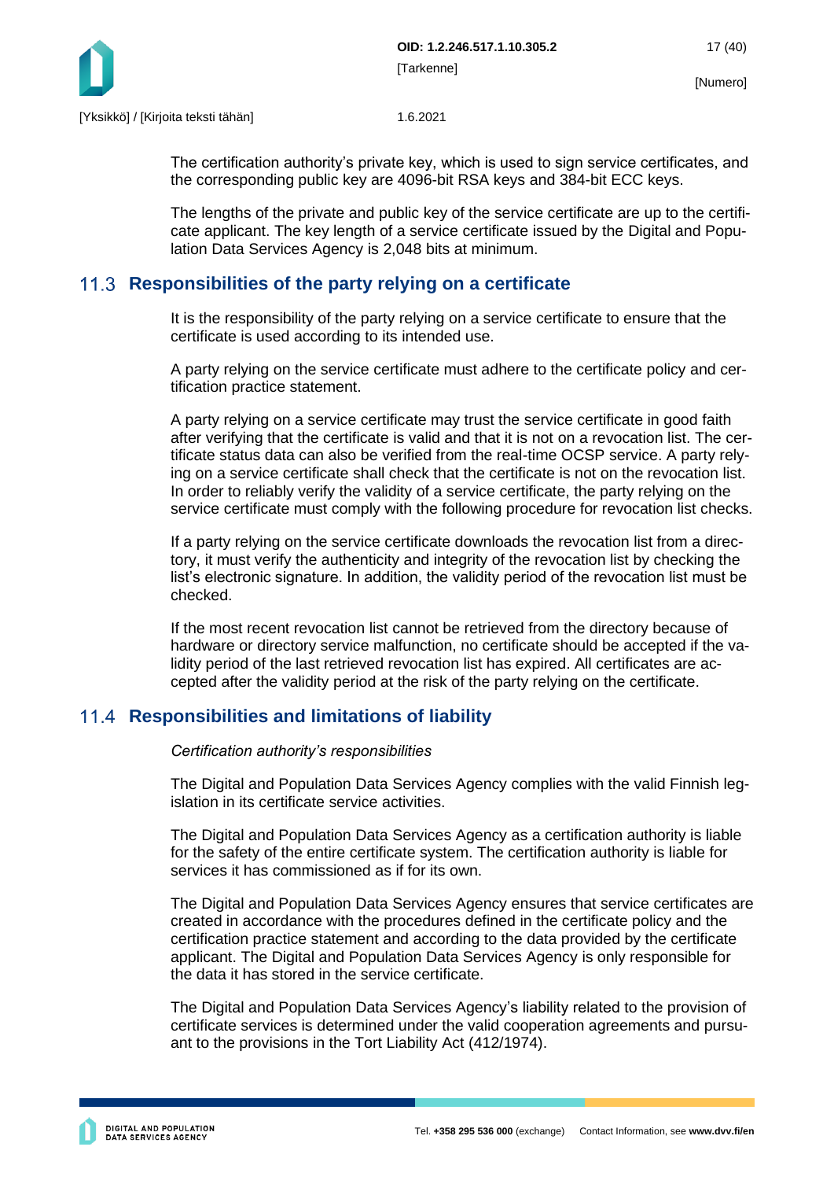The certification authority's private key, which is used to sign service certificates, and the corresponding public key are 4096-bit RSA keys and 384-bit ECC keys.

The lengths of the private and public key of the service certificate are up to the certificate applicant. The key length of a service certificate issued by the Digital and Population Data Services Agency is 2,048 bits at minimum.

## 11.3 Responsibilities of the party relying on a certificate

It is the responsibility of the party relying on a service certificate to ensure that the certificate is used according to its intended use.

A party relying on the service certificate must adhere to the certificate policy and certification practice statement.

A party relying on a service certificate may trust the service certificate in good faith after verifying that the certificate is valid and that it is not on a revocation list. The certificate status data can also be verified from the real-time OCSP service. A party relying on a service certificate shall check that the certificate is not on the revocation list. In order to reliably verify the validity of a service certificate, the party relying on the service certificate must comply with the following procedure for revocation list checks.

If a party relying on the service certificate downloads the revocation list from a directory, it must verify the authenticity and integrity of the revocation list by checking the list's electronic signature. In addition, the validity period of the revocation list must be checked.

If the most recent revocation list cannot be retrieved from the directory because of hardware or directory service malfunction, no certificate should be accepted if the validity period of the last retrieved revocation list has expired. All certificates are accepted after the validity period at the risk of the party relying on the certificate.

## 11.4 Responsibilities and limitations of liability

*Certification authority's responsibilities*

The Digital and Population Data Services Agency complies with the valid Finnish legislation in its certificate service activities.

The Digital and Population Data Services Agency as a certification authority is liable for the safety of the entire certificate system. The certification authority is liable for services it has commissioned as if for its own.

The Digital and Population Data Services Agency ensures that service certificates are created in accordance with the procedures defined in the certificate policy and the certification practice statement and according to the data provided by the certificate applicant. The Digital and Population Data Services Agency is only responsible for the data it has stored in the service certificate.

The Digital and Population Data Services Agency's liability related to the provision of certificate services is determined under the valid cooperation agreements and pursuant to the provisions in the Tort Liability Act (412/1974).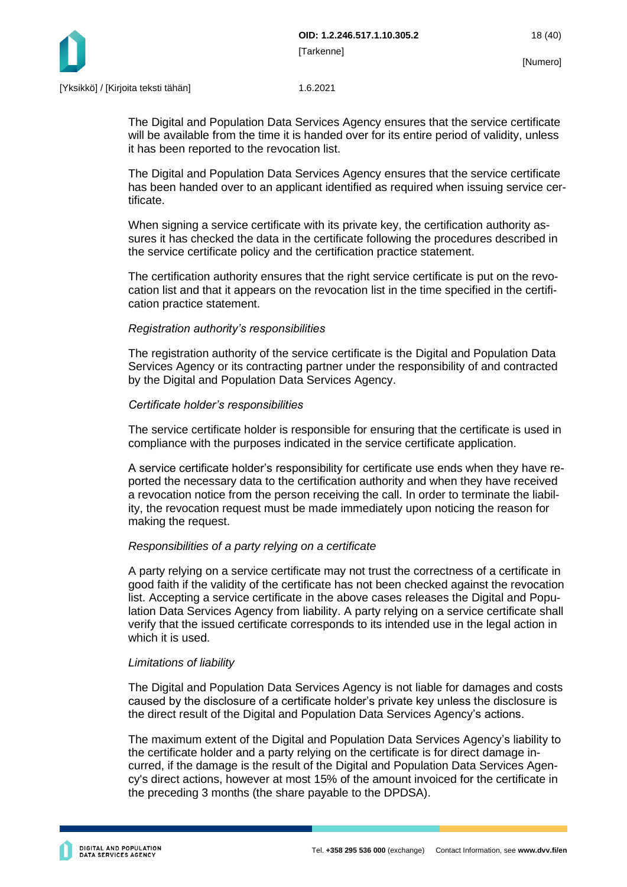The Digital and Population Data Services Agency ensures that the service certificate will be available from the time it is handed over for its entire period of validity, unless it has been reported to the revocation list.

The Digital and Population Data Services Agency ensures that the service certificate has been handed over to an applicant identified as required when issuing service certificate.

When signing a service certificate with its private key, the certification authority assures it has checked the data in the certificate following the procedures described in the service certificate policy and the certification practice statement.

The certification authority ensures that the right service certificate is put on the revocation list and that it appears on the revocation list in the time specified in the certification practice statement.

*Registration authority's responsibilities*

The registration authority of the service certificate is the Digital and Population Data Services Agency or its contracting partner under the responsibility of and contracted by the Digital and Population Data Services Agency.

*Certificate holder's responsibilities*

The service certificate holder is responsible for ensuring that the certificate is used in compliance with the purposes indicated in the service certificate application.

A service certificate holder's responsibility for certificate use ends when they have reported the necessary data to the certification authority and when they have received a revocation notice from the person receiving the call. In order to terminate the liability, the revocation request must be made immediately upon noticing the reason for making the request.

*Responsibilities of a party relying on a certificate*

A party relying on a service certificate may not trust the correctness of a certificate in good faith if the validity of the certificate has not been checked against the revocation list. Accepting a service certificate in the above cases releases the Digital and Population Data Services Agency from liability. A party relying on a service certificate shall verify that the issued certificate corresponds to its intended use in the legal action in which it is used.

*Limitations of liability*

The Digital and Population Data Services Agency is not liable for damages and costs caused by the disclosure of a certificate holder's private key unless the disclosure is the direct result of the Digital and Population Data Services Agency's actions.

The maximum extent of the Digital and Population Data Services Agency's liability to the certificate holder and a party relying on the certificate is for direct damage incurred, if the damage is the result of the Digital and Population Data Services Agency's direct actions, however at most 15% of the amount invoiced for the certificate in the preceding 3 months (the share payable to the DPDSA).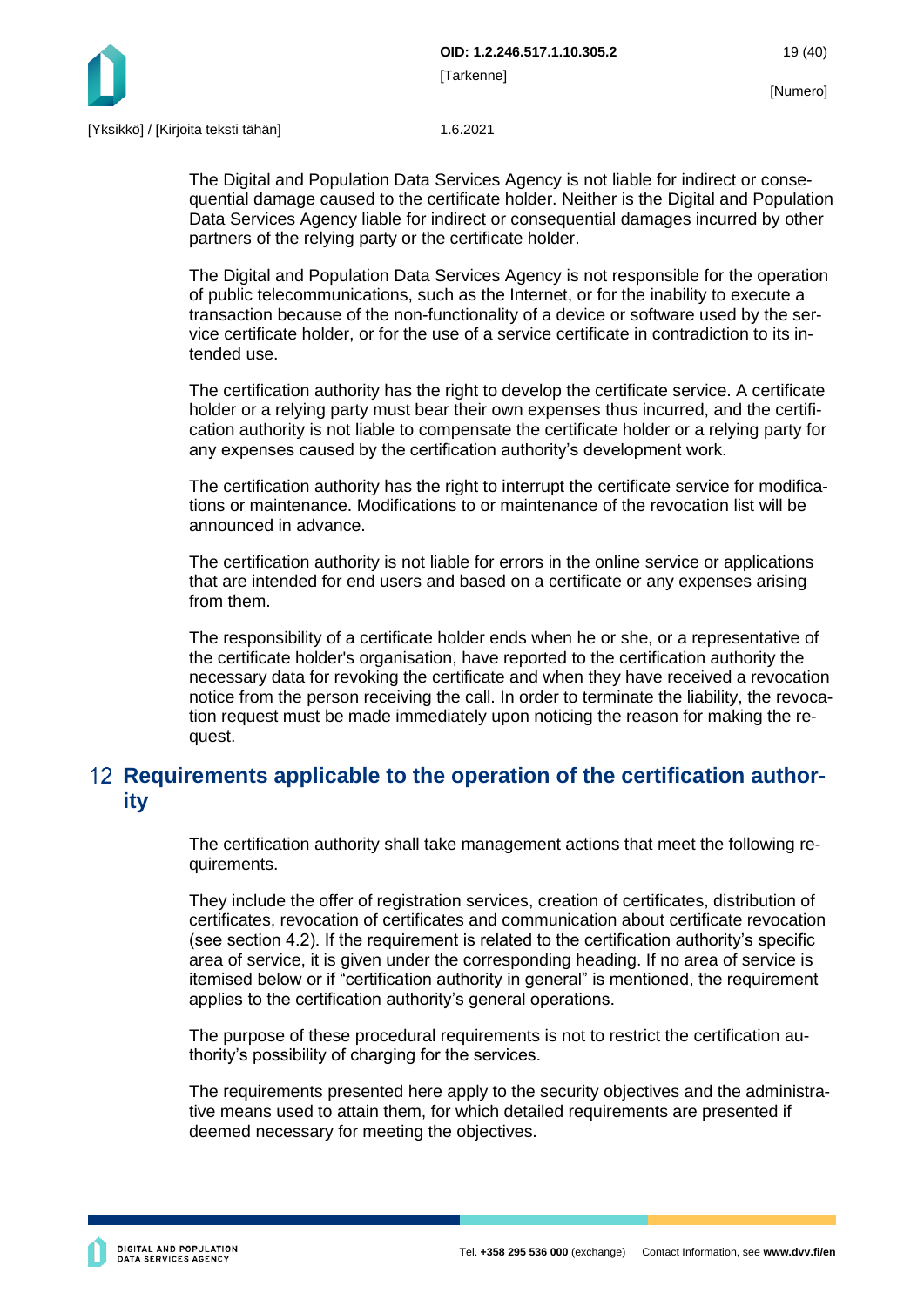The Digital and Population Data Services Agency is not liable for indirect or consequential damage caused to the certificate holder. Neither is the Digital and Population Data Services Agency liable for indirect or consequential damages incurred by other partners of the relying party or the certificate holder.

The Digital and Population Data Services Agency is not responsible for the operation of public telecommunications, such as the Internet, or for the inability to execute a transaction because of the non-functionality of a device or software used by the service certificate holder, or for the use of a service certificate in contradiction to its intended use.

The certification authority has the right to develop the certificate service. A certificate holder or a relying party must bear their own expenses thus incurred, and the certification authority is not liable to compensate the certificate holder or a relying party for any expenses caused by the certification authority's development work.

The certification authority has the right to interrupt the certificate service for modifications or maintenance. Modifications to or maintenance of the revocation list will be announced in advance.

The certification authority is not liable for errors in the online service or applications that are intended for end users and based on a certificate or any expenses arising from them.

The responsibility of a certificate holder ends when he or she, or a representative of the certificate holder's organisation, have reported to the certification authority the necessary data for revoking the certificate and when they have received a revocation notice from the person receiving the call. In order to terminate the liability, the revocation request must be made immediately upon noticing the reason for making the request.

# 12 Requirements applicable to the operation of the certification authority

The certification authority shall take management actions that meet the following requirements.

They include the offer of registration services, creation of certificates, distribution of certificates, revocation of certificates and communication about certificate revocation (see section 4.2). If the requirement is related to the certification authority's specific area of service, it is given under the corresponding heading. If no area of service is itemised below or if "certification authority in general" is mentioned, the requirement applies to the certification authority's general operations.

The purpose of these procedural requirements is not to restrict the certification authority's possibility of charging for the services.

The requirements presented here apply to the security objectives and the administrative means used to attain them, for which detailed requirements are presented if deemed necessary for meeting the objectives.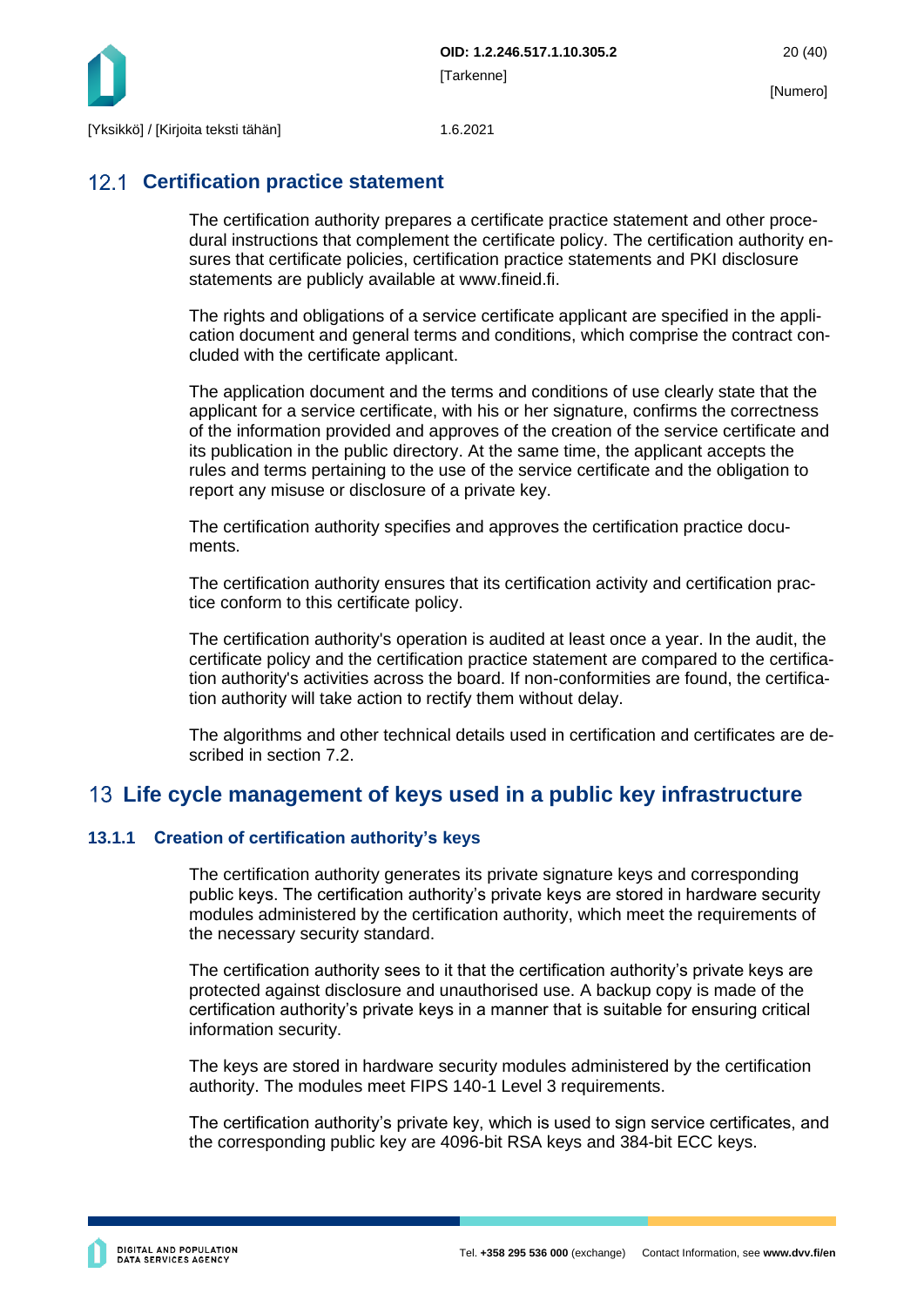## 12.1 Certification practice statement

The certification authority prepares a certificate practice statement and other procedural instructions that complement the certificate policy. The certification authority ensures that certificate policies, certification practice statements and PKI disclosure statements are publicly available at www.fineid.fi.

The rights and obligations of a service certificate applicant are specified in the application document and general terms and conditions, which comprise the contract concluded with the certificate applicant.

The application document and the terms and conditions of use clearly state that the applicant for a service certificate, with his or her signature, confirms the correctness of the information provided and approves of the creation of the service certificate and its publication in the public directory. At the same time, the applicant accepts the rules and terms pertaining to the use of the service certificate and the obligation to report any misuse or disclosure of a private key.

The certification authority specifies and approves the certification practice documents.

The certification authority ensures that its certification activity and certification practice conform to this certificate policy.

The certification authority's operation is audited at least once a year. In the audit, the certificate policy and the certification practice statement are compared to the certification authority's activities across the board. If non-conformities are found, the certification authority will take action to rectify them without delay.

The algorithms and other technical details used in certification and certificates are described in section 7.2.

# 13 Life cycle management of keys used in a public key infrastructure

### 13.1.1 Creation of certification authority's keys

The certification authority generates its private signature keys and corresponding public keys. The certification authority's private keys are stored in hardware security modules administered by the certification authority, which meet the requirements of the necessary security standard.

The certification authority sees to it that the certification authority's private keys are protected against disclosure and unauthorised use. A backup copy is made of the certification authority's private keys in a manner that is suitable for ensuring critical information security.

The keys are stored in hardware security modules administered by the certification authority. The modules meet FIPS 140-1 Level 3 requirements.

The certification authority's private key, which is used to sign service certificates, and the corresponding public key are 4096-bit RSA keys and 384-bit ECC keys.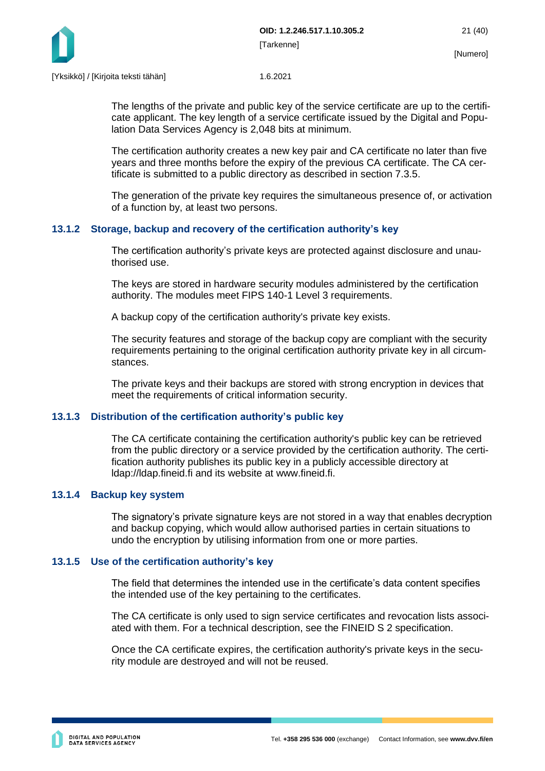The lengths of the private and public key of the service certificate are up to the certificate applicant. The key length of a service certificate issued by the Digital and Population Data Services Agency is 2,048 bits at minimum.

The certification authority creates a new key pair and CA certificate no later than five years and three months before the expiry of the previous CA certificate. The CA certificate is submitted to a public directory as described in section 7.3.5.

The generation of the private key requires the simultaneous presence of, or activation of a function by, at least two persons.

### 13.1.2 Storage, backup and recovery of the certification authority's key

The certification authority's private keys are protected against disclosure and unauthorised use.

The keys are stored in hardware security modules administered by the certification authority. The modules meet FIPS 140-1 Level 3 requirements.

A backup copy of the certification authority's private key exists.

The security features and storage of the backup copy are compliant with the security requirements pertaining to the original certification authority private key in all circumstances.

The private keys and their backups are stored with strong encryption in devices that meet the requirements of critical information security.

### 13.1.3 Distribution of the certification authority's public key

The CA certificate containing the certification authority's public key can be retrieved from the public directory or a service provided by the certification authority. The certification authority publishes its public key in a publicly accessible directory at ldap://ldap.fineid.fi and its website at www.fineid.fi.

### 13.1.4 Backup key system

The signatory's private signature keys are not stored in a way that enables decryption and backup copying, which would allow authorised parties in certain situations to undo the encryption by utilising information from one or more parties.

### 13.1.5 Use of the certification authority's key

The field that determines the intended use in the certificate's data content specifies the intended use of the key pertaining to the certificates.

The CA certificate is only used to sign service certificates and revocation lists associated with them. For a technical description, see the FINEID S 2 specification.

Once the CA certificate expires, the certification authority's private keys in the security module are destroyed and will not be reused.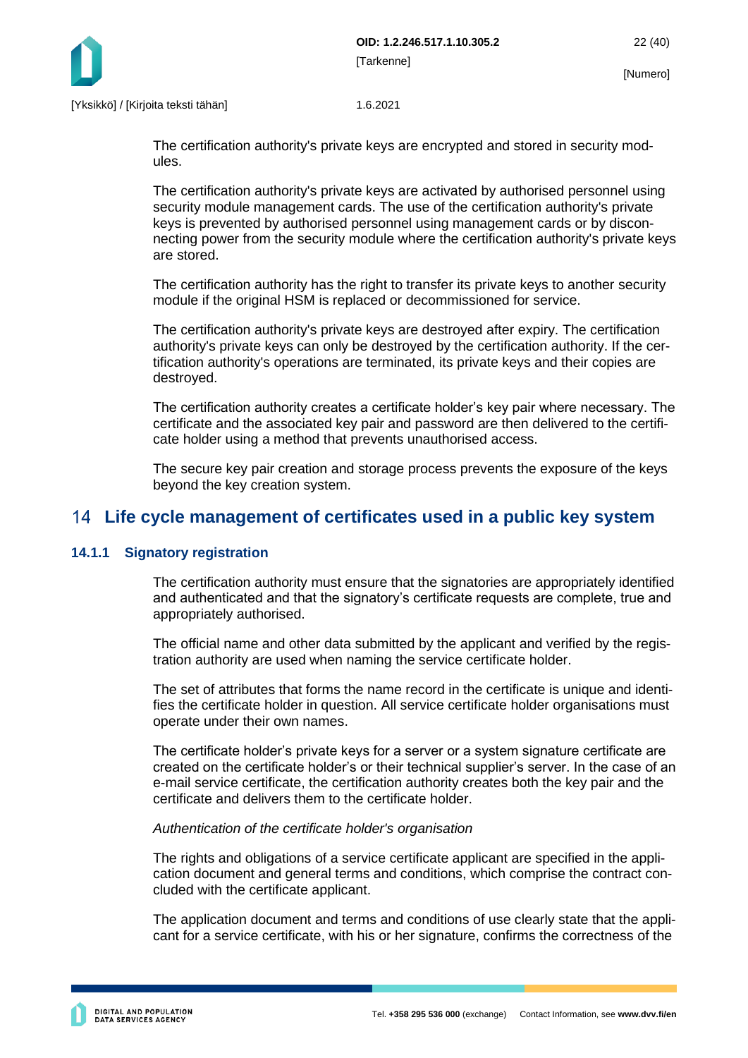The certification authority's private keys are encrypted and stored in security modules.

The certification authority's private keys are activated by authorised personnel using security module management cards. The use of the certification authority's private keys is prevented by authorised personnel using management cards or by disconnecting power from the security module where the certification authority's private keys are stored.

The certification authority has the right to transfer its private keys to another security module if the original HSM is replaced or decommissioned for service.

The certification authority's private keys are destroyed after expiry. The certification authority's private keys can only be destroyed by the certification authority. If the certification authority's operations are terminated, its private keys and their copies are destroyed.

The certification authority creates a certificate holder's key pair where necessary. The certificate and the associated key pair and password are then delivered to the certificate holder using a method that prevents unauthorised access.

The secure key pair creation and storage process prevents the exposure of the keys beyond the key creation system.

# 14 Life cycle management of certificates used in a public key system

### 14.1.1 Signatory registration

The certification authority must ensure that the signatories are appropriately identified and authenticated and that the signatory's certificate requests are complete, true and appropriately authorised.

The official name and other data submitted by the applicant and verified by the registration authority are used when naming the service certificate holder.

The set of attributes that forms the name record in the certificate is unique and identifies the certificate holder in question. All service certificate holder organisations must operate under their own names.

The certificate holder's private keys for a server or a system signature certificate are created on the certificate holder's or their technical supplier's server. In the case of an e-mail service certificate, the certification authority creates both the key pair and the certificate and delivers them to the certificate holder.

*Authentication of the certificate holder's organisation*

The rights and obligations of a service certificate applicant are specified in the application document and general terms and conditions, which comprise the contract concluded with the certificate applicant.

The application document and terms and conditions of use clearly state that the applicant for a service certificate, with his or her signature, confirms the correctness of the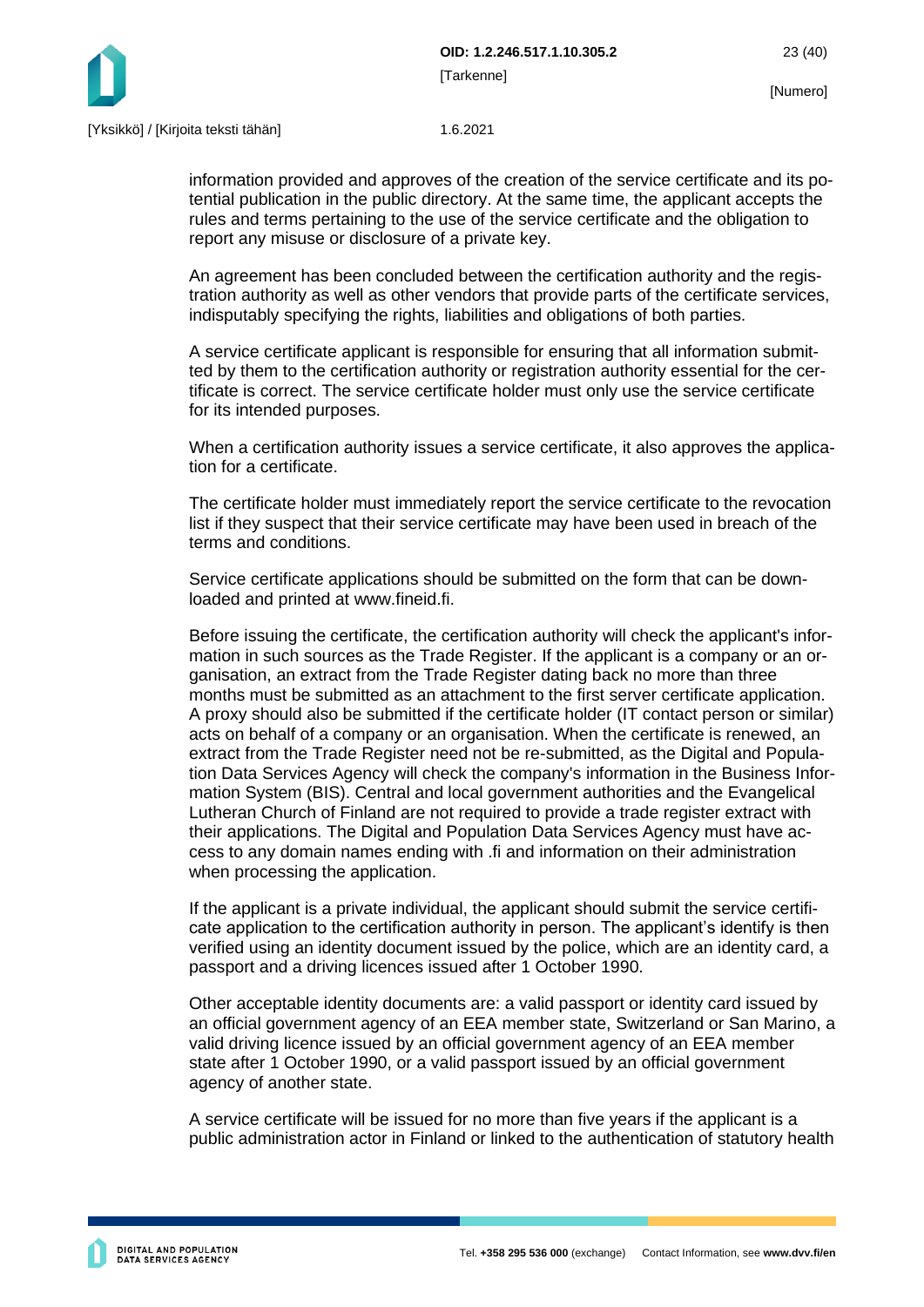information provided and approves of the creation of the service certificate and its potential publication in the public directory. At the same time, the applicant accepts the rules and terms pertaining to the use of the service certificate and the obligation to report any misuse or disclosure of a private key.

An agreement has been concluded between the certification authority and the registration authority as well as other vendors that provide parts of the certificate services, indisputably specifying the rights, liabilities and obligations of both parties.

A service certificate applicant is responsible for ensuring that all information submitted by them to the certification authority or registration authority essential for the certificate is correct. The service certificate holder must only use the service certificate for its intended purposes.

When a certification authority issues a service certificate, it also approves the application for a certificate.

The certificate holder must immediately report the service certificate to the revocation list if they suspect that their service certificate may have been used in breach of the terms and conditions.

Service certificate applications should be submitted on the form that can be downloaded and printed at www.fineid.fi.

Before issuing the certificate, the certification authority will check the applicant's information in such sources as the Trade Register. If the applicant is a company or an organisation, an extract from the Trade Register dating back no more than three months must be submitted as an attachment to the first server certificate application. A proxy should also be submitted if the certificate holder (IT contact person or similar) acts on behalf of a company or an organisation. When the certificate is renewed, an extract from the Trade Register need not be re-submitted, as the Digital and Population Data Services Agency will check the company's information in the Business Information System (BIS). Central and local government authorities and the Evangelical Lutheran Church of Finland are not required to provide a trade register extract with their applications. The Digital and Population Data Services Agency must have access to any domain names ending with .fi and information on their administration when processing the application.

If the applicant is a private individual, the applicant should submit the service certificate application to the certification authority in person. The applicant's identify is then verified using an identity document issued by the police, which are an identity card, a passport and a driving licences issued after 1 October 1990.

Other acceptable identity documents are: a valid passport or identity card issued by an official government agency of an EEA member state, Switzerland or San Marino, a valid driving licence issued by an official government agency of an EEA member state after 1 October 1990, or a valid passport issued by an official government agency of another state.

A service certificate will be issued for no more than five years if the applicant is a public administration actor in Finland or linked to the authentication of statutory health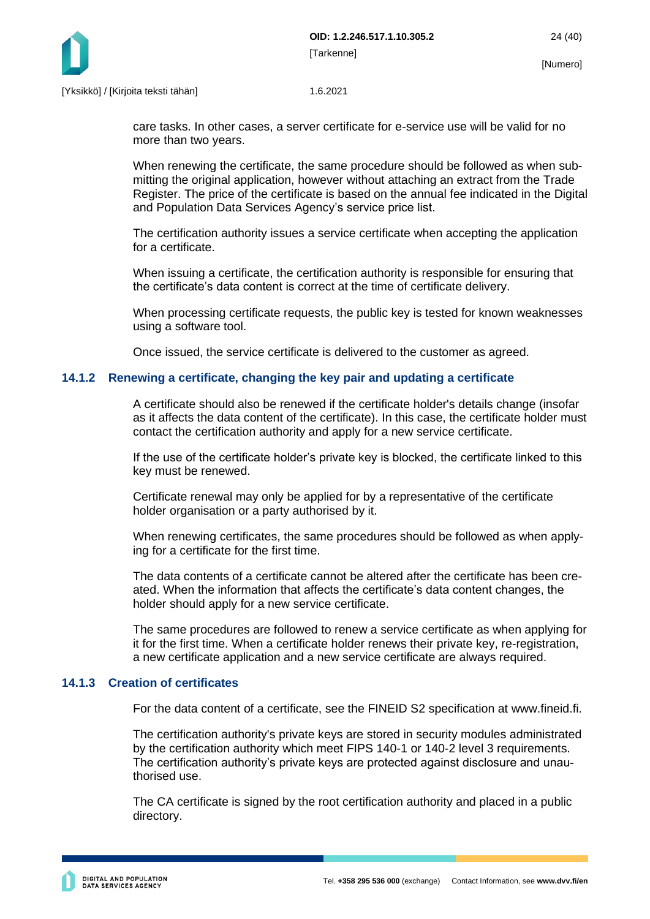care tasks. In other cases, a server certificate for e-service use will be valid for no more than two years.

When renewing the certificate, the same procedure should be followed as when submitting the original application, however without attaching an extract from the Trade Register. The price of the certificate is based on the annual fee indicated in the Digital and Population Data Services Agency's service price list.

The certification authority issues a service certificate when accepting the application for a certificate.

When issuing a certificate, the certification authority is responsible for ensuring that the certificate's data content is correct at the time of certificate delivery.

When processing certificate requests, the public key is tested for known weaknesses using a software tool.

Once issued, the service certificate is delivered to the customer as agreed.

### 14.1.2 Renewing a certificate, changing the key pair and updating a certificate

A certificate should also be renewed if the certificate holder's details change (insofar as it affects the data content of the certificate). In this case, the certificate holder must contact the certification authority and apply for a new service certificate.

If the use of the certificate holder's private key is blocked, the certificate linked to this key must be renewed.

Certificate renewal may only be applied for by a representative of the certificate holder organisation or a party authorised by it.

When renewing certificates, the same procedures should be followed as when applying for a certificate for the first time.

The data contents of a certificate cannot be altered after the certificate has been created. When the information that affects the certificate's data content changes, the holder should apply for a new service certificate.

The same procedures are followed to renew a service certificate as when applying for it for the first time. When a certificate holder renews their private key, re-registration, a new certificate application and a new service certificate are always required.

### 14.1.3 Creation of certificates

For the data content of a certificate, see the FINEID S2 specification at www.fineid.fi.

The certification authority's private keys are stored in security modules administrated by the certification authority which meet FIPS 140-1 or 140-2 level 3 requirements. The certification authority's private keys are protected against disclosure and unauthorised use.

The CA certificate is signed by the root certification authority and placed in a public directory.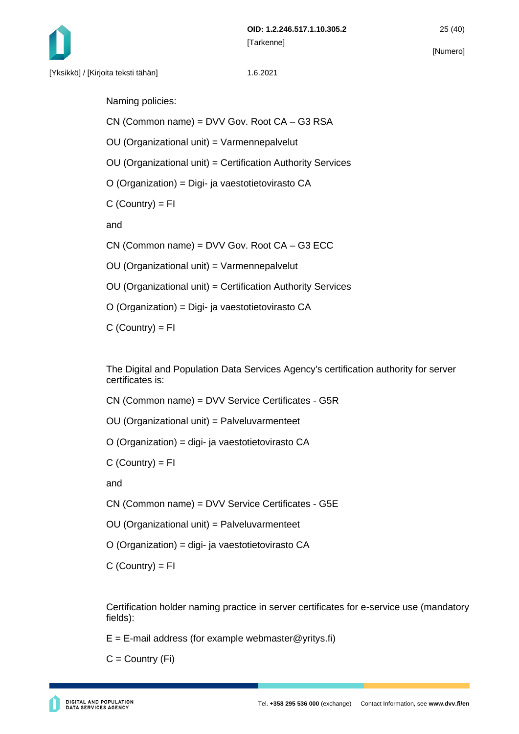Naming policies:

CN (Common name) = DVV Gov. Root CA – G3 RSA

OU (Organizational unit) = Varmennepalvelut

OU (Organizational unit) = Certification Authority Services

O (Organization) = Digi- ja vaestotietovirasto CA

C (Country) = FI

and

CN (Common name) = DVV Gov. Root CA – G3 ECC

OU (Organizational unit) = Varmennepalvelut

OU (Organizational unit) = Certification Authority Services

O (Organization) = Digi- ja vaestotietovirasto CA

C (Country) = FI

The Digital and Population Data Services Agency's certification authority for server certificates is:

CN (Common name) = DVV Service Certificates - G5R

OU (Organizational unit) = Palveluvarmenteet

O (Organization) = digi- ja vaestotietovirasto CA

C (Country) = FI

and

CN (Common name) = DVV Service Certificates - G5E

OU (Organizational unit) = Palveluvarmenteet

O (Organization) = digi- ja vaestotietovirasto CA

C (Country) = FI

Certification holder naming practice in server certificates for e-service use (mandatory fields):

E = E-mail address (for example webmaster@yritys.fi)

C = Country (Fi)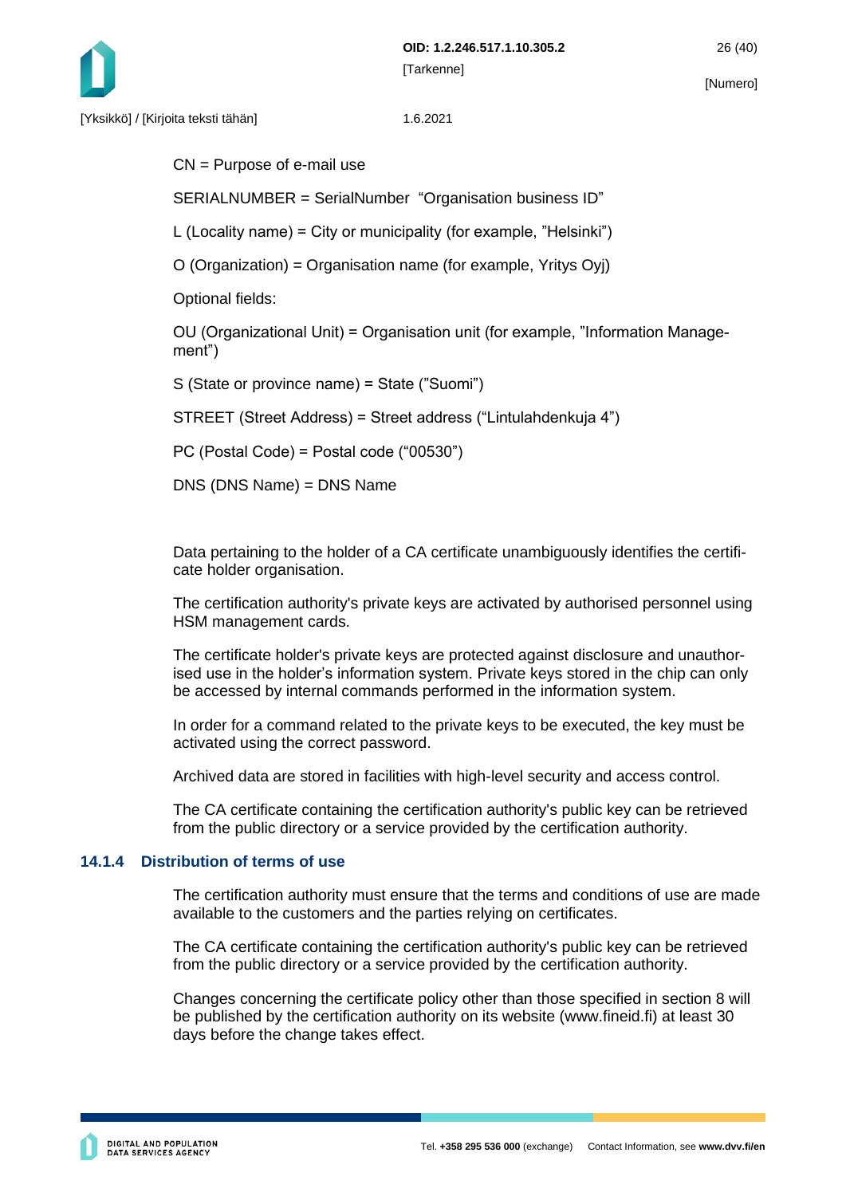CN = Purpose of e-mail use

SERIALNUMBER = SerialNumber  “Organisation business ID”

L (Locality name) = City or municipality (for example, ”Helsinki”)

O (Organization) = Organisation name (for example, Yritys Oyj)

Optional fields:

OU (Organizational Unit) = Organisation unit (for example, ”Information Management”)

S (State or province name) = State (”Suomi”)

STREET (Street Address) = Street address (“Lintulahdenkuja 4”)

PC (Postal Code) = Postal code (“00530”)

DNS (DNS Name) = DNS Name

Data pertaining to the holder of a CA certificate unambiguously identifies the certificate holder organisation.

The certification authority's private keys are activated by authorised personnel using HSM management cards.

The certificate holder's private keys are protected against disclosure and unauthorised use in the holder’s information system. Private keys stored in the chip can only be accessed by internal commands performed in the information system.

In order for a command related to the private keys to be executed, the key must be activated using the correct password.

Archived data are stored in facilities with high-level security and access control.

The CA certificate containing the certification authority's public key can be retrieved from the public directory or a service provided by the certification authority.

#### 14.1.4 Distribution of terms of use

The certification authority must ensure that the terms and conditions of use are made available to the customers and the parties relying on certificates.

The CA certificate containing the certification authority's public key can be retrieved from the public directory or a service provided by the certification authority.

Changes concerning the certificate policy other than those specified in section 8 will be published by the certification authority on its website (www.fineid.fi) at least 30 days before the change takes effect.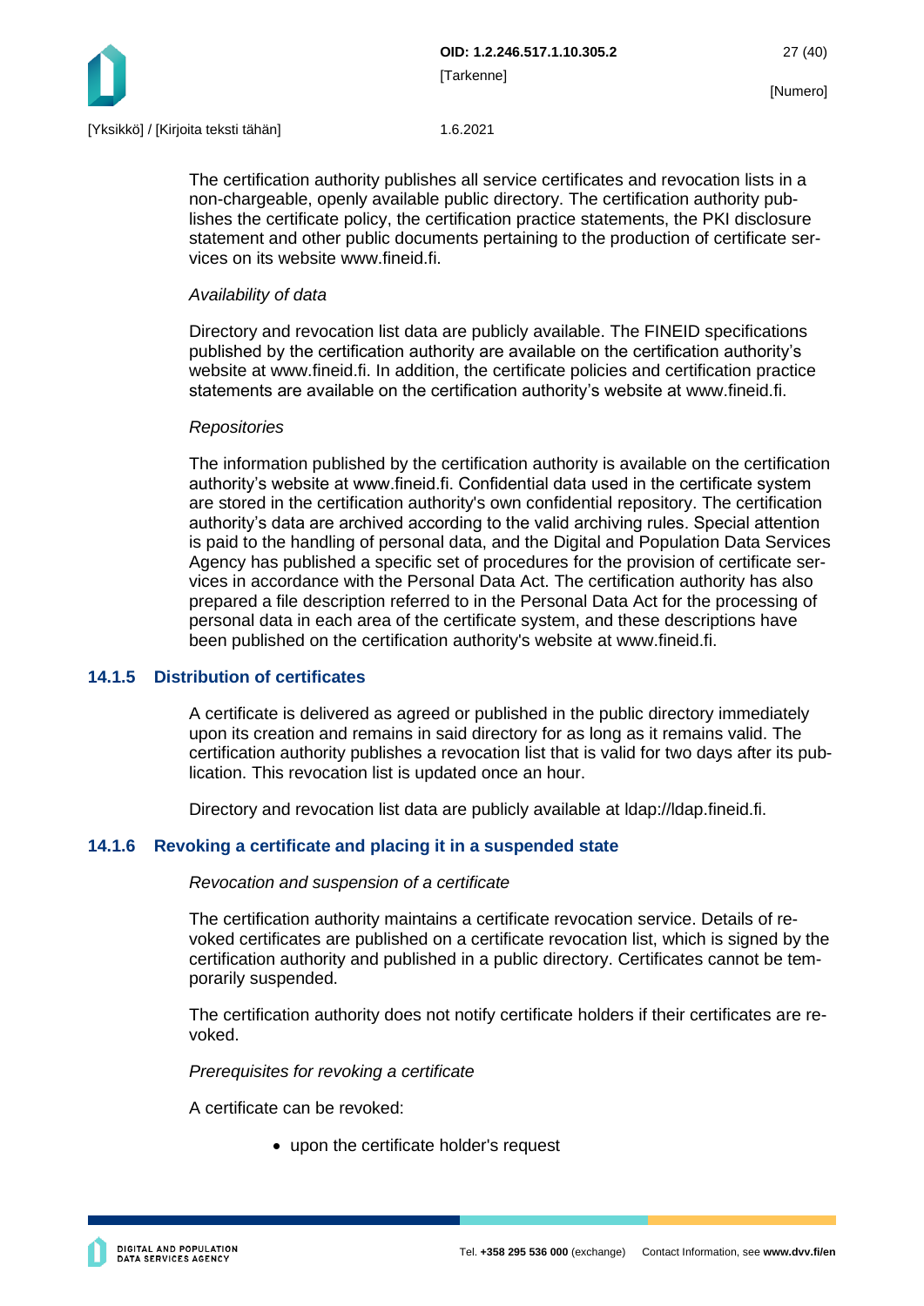The certification authority publishes all service certificates and revocation lists in a non-chargeable, openly available public directory. The certification authority publishes the certificate policy, the certification practice statements, the PKI disclosure statement and other public documents pertaining to the production of certificate services on its website www.fineid.fi.

*Availability of data*

Directory and revocation list data are publicly available. The FINEID specifications published by the certification authority are available on the certification authority's website at www.fineid.fi. In addition, the certificate policies and certification practice statements are available on the certification authority's website at www.fineid.fi.

*Repositories*

The information published by the certification authority is available on the certification authority's website at www.fineid.fi. Confidential data used in the certificate system are stored in the certification authority's own confidential repository. The certification authority's data are archived according to the valid archiving rules. Special attention is paid to the handling of personal data, and the Digital and Population Data Services Agency has published a specific set of procedures for the provision of certificate services in accordance with the Personal Data Act. The certification authority has also prepared a file description referred to in the Personal Data Act for the processing of personal data in each area of the certificate system, and these descriptions have been published on the certification authority's website at www.fineid.fi.

### 14.1.5 Distribution of certificates

A certificate is delivered as agreed or published in the public directory immediately upon its creation and remains in said directory for as long as it remains valid. The certification authority publishes a revocation list that is valid for two days after its publication. This revocation list is updated once an hour.

Directory and revocation list data are publicly available at ldap://ldap.fineid.fi.

### 14.1.6 Revoking a certificate and placing it in a suspended state

*Revocation and suspension of a certificate*

The certification authority maintains a certificate revocation service. Details of revoked certificates are published on a certificate revocation list, which is signed by the certification authority and published in a public directory. Certificates cannot be temporarily suspended.

The certification authority does not notify certificate holders if their certificates are revoked.

*Prerequisites for revoking a certificate*

A certificate can be revoked:

- upon the certificate holder's request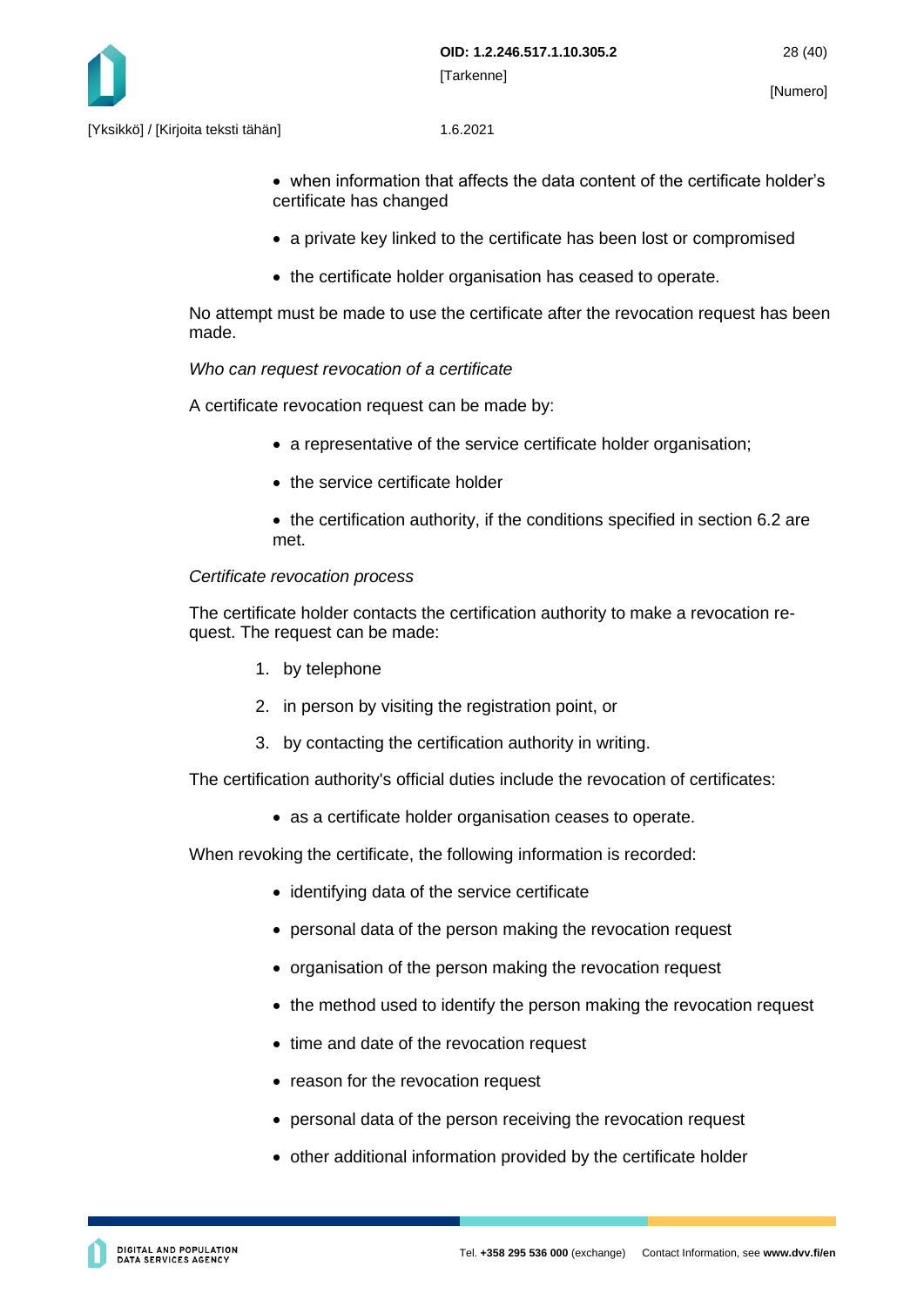- when information that affects the data content of the certificate holder's certificate has changed
- a private key linked to the certificate has been lost or compromised
- the certificate holder organisation has ceased to operate.

No attempt must be made to use the certificate after the revocation request has been made.

*Who can request revocation of a certificate*

A certificate revocation request can be made by:

- a representative of the service certificate holder organisation;
- the service certificate holder
- the certification authority, if the conditions specified in section 6.2 are met.

*Certificate revocation process*

The certificate holder contacts the certification authority to make a revocation request. The request can be made:

1. by telephone
2. in person by visiting the registration point, or
3. by contacting the certification authority in writing.

The certification authority's official duties include the revocation of certificates:

- as a certificate holder organisation ceases to operate.

When revoking the certificate, the following information is recorded:

- identifying data of the service certificate
- personal data of the person making the revocation request
- organisation of the person making the revocation request
- the method used to identify the person making the revocation request
- time and date of the revocation request
- reason for the revocation request
- personal data of the person receiving the revocation request
- other additional information provided by the certificate holder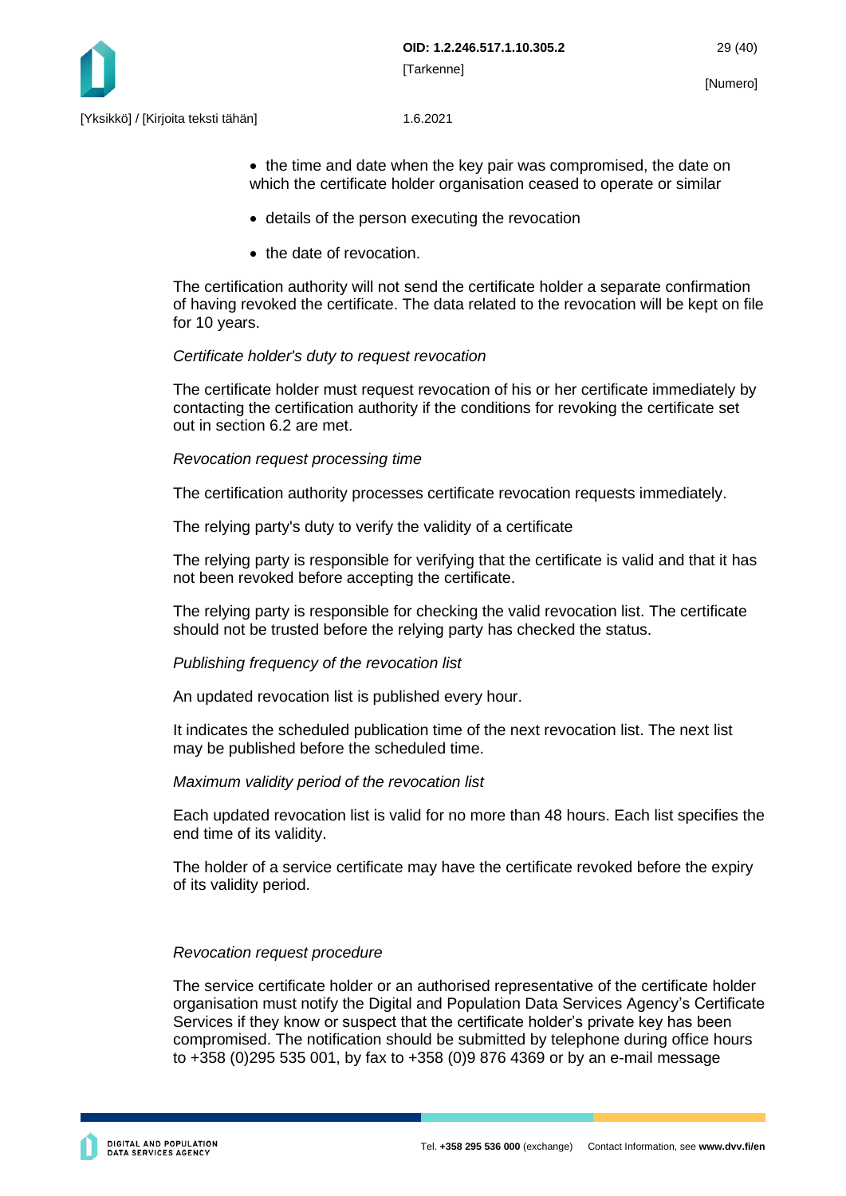- the time and date when the key pair was compromised, the date on which the certificate holder organisation ceased to operate or similar
- details of the person executing the revocation
- the date of revocation.

The certification authority will not send the certificate holder a separate confirmation of having revoked the certificate. The data related to the revocation will be kept on file for 10 years.

*Certificate holder's duty to request revocation*

The certificate holder must request revocation of his or her certificate immediately by contacting the certification authority if the conditions for revoking the certificate set out in section 6.2 are met.

*Revocation request processing time*

The certification authority processes certificate revocation requests immediately.

The relying party's duty to verify the validity of a certificate

The relying party is responsible for verifying that the certificate is valid and that it has not been revoked before accepting the certificate.

The relying party is responsible for checking the valid revocation list. The certificate should not be trusted before the relying party has checked the status.

*Publishing frequency of the revocation list*

An updated revocation list is published every hour.

It indicates the scheduled publication time of the next revocation list. The next list may be published before the scheduled time.

*Maximum validity period of the revocation list*

Each updated revocation list is valid for no more than 48 hours. Each list specifies the end time of its validity.

The holder of a service certificate may have the certificate revoked before the expiry of its validity period.

*Revocation request procedure*

The service certificate holder or an authorised representative of the certificate holder organisation must notify the Digital and Population Data Services Agency's Certificate Services if they know or suspect that the certificate holder's private key has been compromised. The notification should be submitted by telephone during office hours to +358 (0)295 535 001, by fax to +358 (0)9 876 4369 or by an e-mail message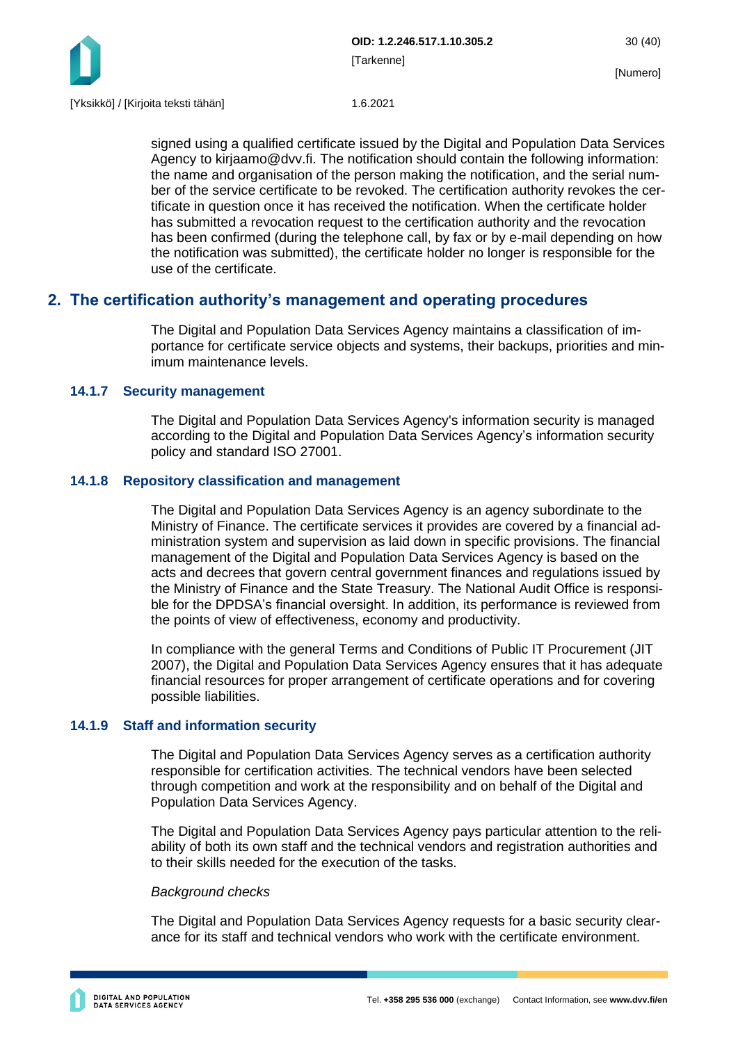signed using a qualified certificate issued by the Digital and Population Data Services Agency to kirjaamo@dvv.fi. The notification should contain the following information: the name and organisation of the person making the notification, and the serial number of the service certificate to be revoked. The certification authority revokes the certificate in question once it has received the notification. When the certificate holder has submitted a revocation request to the certification authority and the revocation has been confirmed (during the telephone call, by fax or by e-mail depending on how the notification was submitted), the certificate holder no longer is responsible for the use of the certificate.

## 2. The certification authority's management and operating procedures

The Digital and Population Data Services Agency maintains a classification of importance for certificate service objects and systems, their backups, priorities and minimum maintenance levels.

### 14.1.7 Security management

The Digital and Population Data Services Agency's information security is managed according to the Digital and Population Data Services Agency's information security policy and standard ISO 27001.

### 14.1.8 Repository classification and management

The Digital and Population Data Services Agency is an agency subordinate to the Ministry of Finance. The certificate services it provides are covered by a financial administration system and supervision as laid down in specific provisions. The financial management of the Digital and Population Data Services Agency is based on the acts and decrees that govern central government finances and regulations issued by the Ministry of Finance and the State Treasury. The National Audit Office is responsible for the DPDSA's financial oversight. In addition, its performance is reviewed from the points of view of effectiveness, economy and productivity.

In compliance with the general Terms and Conditions of Public IT Procurement (JIT 2007), the Digital and Population Data Services Agency ensures that it has adequate financial resources for proper arrangement of certificate operations and for covering possible liabilities.

### 14.1.9 Staff and information security

The Digital and Population Data Services Agency serves as a certification authority responsible for certification activities. The technical vendors have been selected through competition and work at the responsibility and on behalf of the Digital and Population Data Services Agency.

The Digital and Population Data Services Agency pays particular attention to the reliability of both its own staff and the technical vendors and registration authorities and to their skills needed for the execution of the tasks.

*Background checks*

The Digital and Population Data Services Agency requests for a basic security clearance for its staff and technical vendors who work with the certificate environment.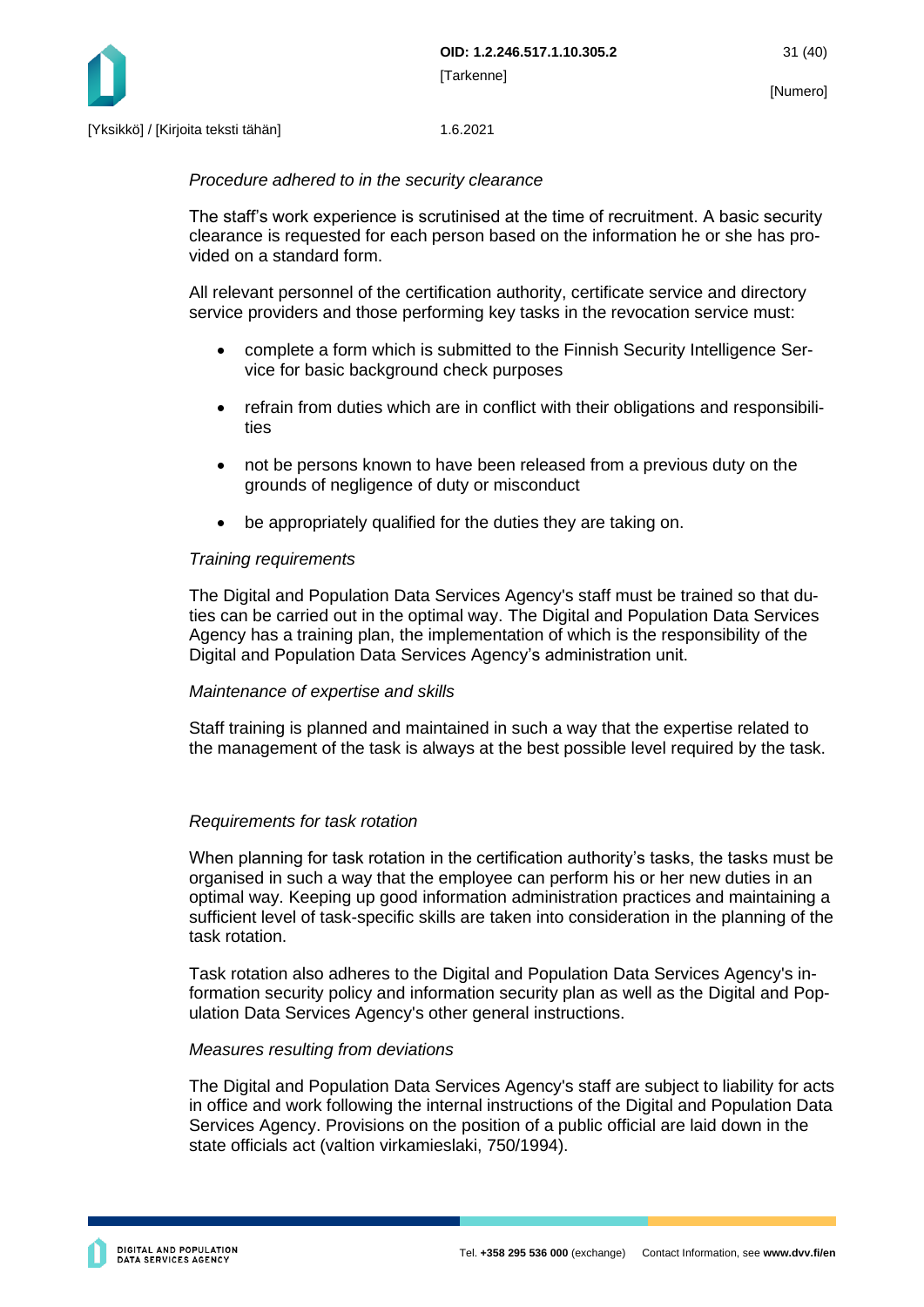*Procedure adhered to in the security clearance*

The staff's work experience is scrutinised at the time of recruitment. A basic security clearance is requested for each person based on the information he or she has provided on a standard form.

All relevant personnel of the certification authority, certificate service and directory service providers and those performing key tasks in the revocation service must:

- complete a form which is submitted to the Finnish Security Intelligence Service for basic background check purposes
- refrain from duties which are in conflict with their obligations and responsibilities
- not be persons known to have been released from a previous duty on the grounds of negligence of duty or misconduct
- be appropriately qualified for the duties they are taking on.

*Training requirements*

The Digital and Population Data Services Agency's staff must be trained so that duties can be carried out in the optimal way. The Digital and Population Data Services Agency has a training plan, the implementation of which is the responsibility of the Digital and Population Data Services Agency's administration unit.

*Maintenance of expertise and skills*

Staff training is planned and maintained in such a way that the expertise related to the management of the task is always at the best possible level required by the task.

*Requirements for task rotation*

When planning for task rotation in the certification authority's tasks, the tasks must be organised in such a way that the employee can perform his or her new duties in an optimal way. Keeping up good information administration practices and maintaining a sufficient level of task-specific skills are taken into consideration in the planning of the task rotation.

Task rotation also adheres to the Digital and Population Data Services Agency's information security policy and information security plan as well as the Digital and Population Data Services Agency's other general instructions.

*Measures resulting from deviations*

The Digital and Population Data Services Agency's staff are subject to liability for acts in office and work following the internal instructions of the Digital and Population Data Services Agency. Provisions on the position of a public official are laid down in the state officials act (valtion virkamieslaki, 750/1994).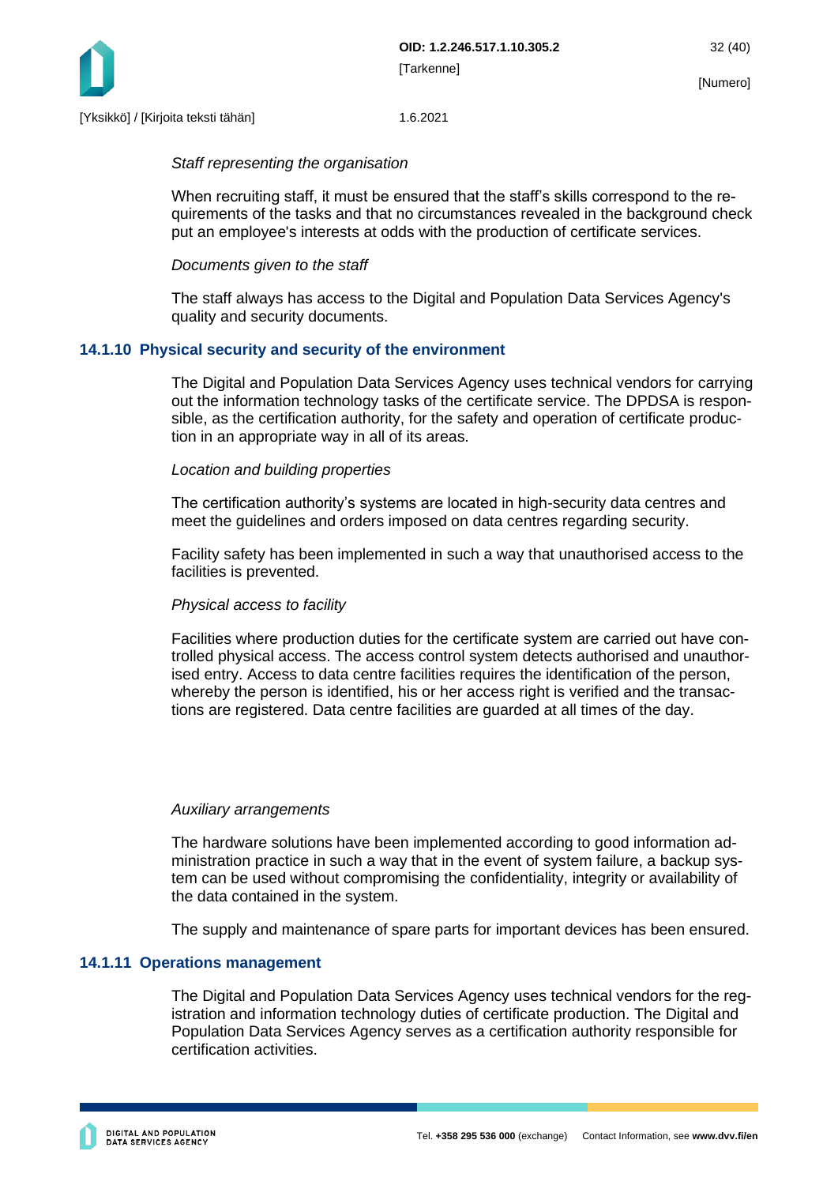*Staff representing the organisation*

When recruiting staff, it must be ensured that the staff's skills correspond to the requirements of the tasks and that no circumstances revealed in the background check put an employee's interests at odds with the production of certificate services.

*Documents given to the staff*

The staff always has access to the Digital and Population Data Services Agency's quality and security documents.

### 14.1.10 Physical security and security of the environment

The Digital and Population Data Services Agency uses technical vendors for carrying out the information technology tasks of the certificate service. The DPDSA is responsible, as the certification authority, for the safety and operation of certificate production in an appropriate way in all of its areas.

*Location and building properties*

The certification authority's systems are located in high-security data centres and meet the guidelines and orders imposed on data centres regarding security.

Facility safety has been implemented in such a way that unauthorised access to the facilities is prevented.

*Physical access to facility*

Facilities where production duties for the certificate system are carried out have controlled physical access. The access control system detects authorised and unauthorised entry. Access to data centre facilities requires the identification of the person, whereby the person is identified, his or her access right is verified and the transactions are registered. Data centre facilities are guarded at all times of the day.

*Auxiliary arrangements*

The hardware solutions have been implemented according to good information administration practice in such a way that in the event of system failure, a backup system can be used without compromising the confidentiality, integrity or availability of the data contained in the system.

The supply and maintenance of spare parts for important devices has been ensured.

### 14.1.11 Operations management

The Digital and Population Data Services Agency uses technical vendors for the registration and information technology duties of certificate production. The Digital and Population Data Services Agency serves as a certification authority responsible for certification activities.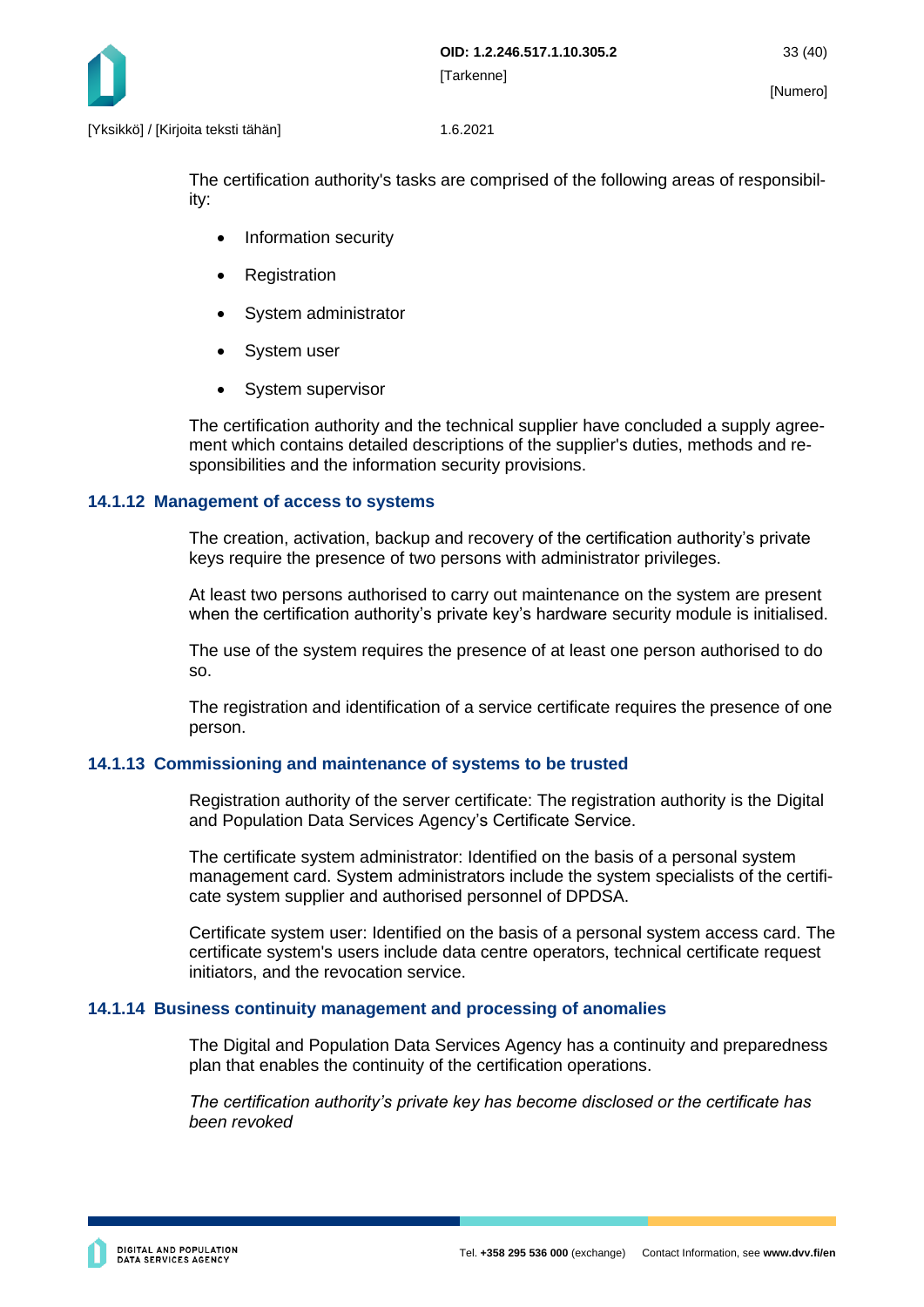The certification authority's tasks are comprised of the following areas of responsibility:

- Information security
- Registration
- System administrator
- System user
- System supervisor

The certification authority and the technical supplier have concluded a supply agreement which contains detailed descriptions of the supplier's duties, methods and responsibilities and the information security provisions.

### 14.1.12 Management of access to systems

The creation, activation, backup and recovery of the certification authority's private keys require the presence of two persons with administrator privileges.

At least two persons authorised to carry out maintenance on the system are present when the certification authority's private key's hardware security module is initialised.

The use of the system requires the presence of at least one person authorised to do so.

The registration and identification of a service certificate requires the presence of one person.

### 14.1.13 Commissioning and maintenance of systems to be trusted

Registration authority of the server certificate: The registration authority is the Digital and Population Data Services Agency's Certificate Service.

The certificate system administrator: Identified on the basis of a personal system management card. System administrators include the system specialists of the certificate system supplier and authorised personnel of DPDSA.

Certificate system user: Identified on the basis of a personal system access card. The certificate system's users include data centre operators, technical certificate request initiators, and the revocation service.

### 14.1.14 Business continuity management and processing of anomalies

The Digital and Population Data Services Agency has a continuity and preparedness plan that enables the continuity of the certification operations.

*The certification authority's private key has become disclosed or the certificate has been revoked*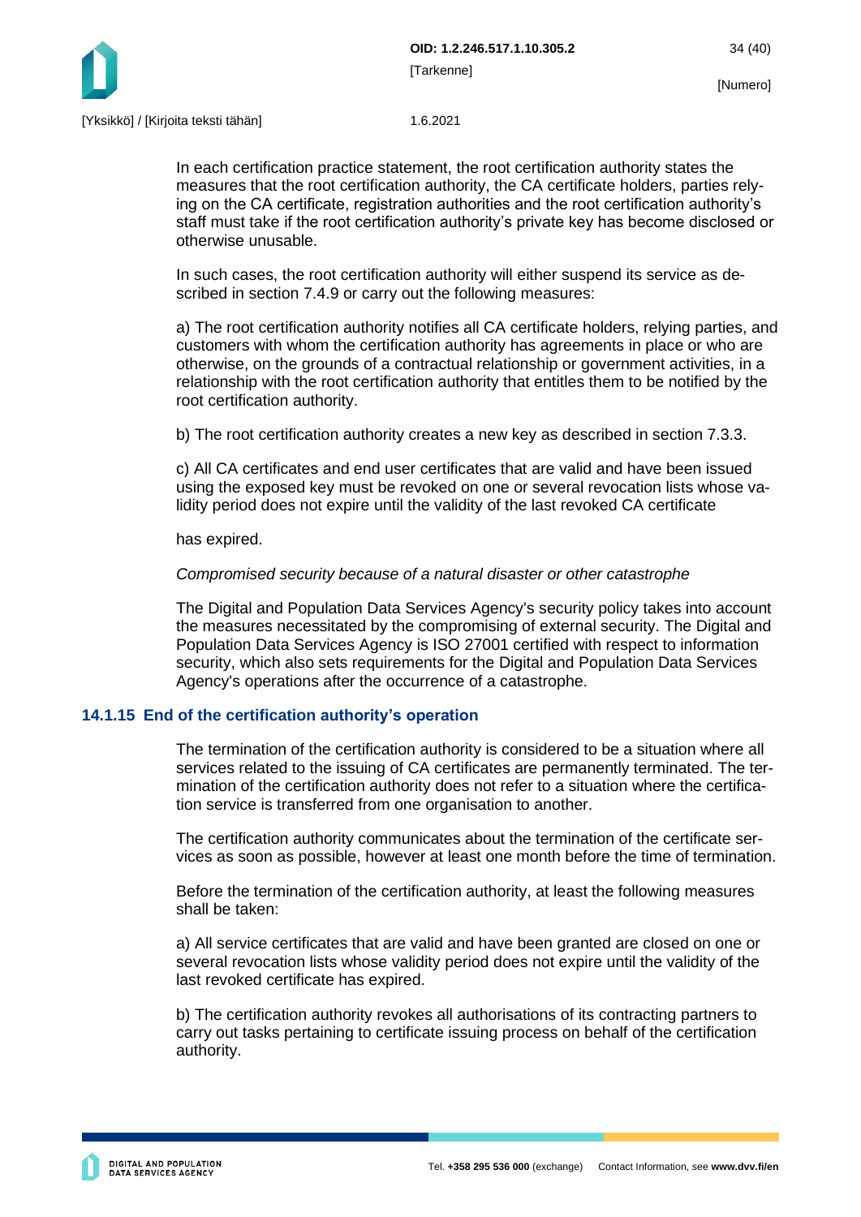In each certification practice statement, the root certification authority states the measures that the root certification authority, the CA certificate holders, parties relying on the CA certificate, registration authorities and the root certification authority's staff must take if the root certification authority's private key has become disclosed or otherwise unusable.

In such cases, the root certification authority will either suspend its service as described in section 7.4.9 or carry out the following measures:

a) The root certification authority notifies all CA certificate holders, relying parties, and customers with whom the certification authority has agreements in place or who are otherwise, on the grounds of a contractual relationship or government activities, in a relationship with the root certification authority that entitles them to be notified by the root certification authority.

b) The root certification authority creates a new key as described in section 7.3.3.

c) All CA certificates and end user certificates that are valid and have been issued using the exposed key must be revoked on one or several revocation lists whose validity period does not expire until the validity of the last revoked CA certificate

has expired.

*Compromised security because of a natural disaster or other catastrophe*

The Digital and Population Data Services Agency's security policy takes into account the measures necessitated by the compromising of external security. The Digital and Population Data Services Agency is ISO 27001 certified with respect to information security, which also sets requirements for the Digital and Population Data Services Agency's operations after the occurrence of a catastrophe.

### 14.1.15 End of the certification authority's operation

The termination of the certification authority is considered to be a situation where all services related to the issuing of CA certificates are permanently terminated. The termination of the certification authority does not refer to a situation where the certification service is transferred from one organisation to another.

The certification authority communicates about the termination of the certificate services as soon as possible, however at least one month before the time of termination.

Before the termination of the certification authority, at least the following measures shall be taken:

a) All service certificates that are valid and have been granted are closed on one or several revocation lists whose validity period does not expire until the validity of the last revoked certificate has expired.

b) The certification authority revokes all authorisations of its contracting partners to carry out tasks pertaining to certificate issuing process on behalf of the certification authority.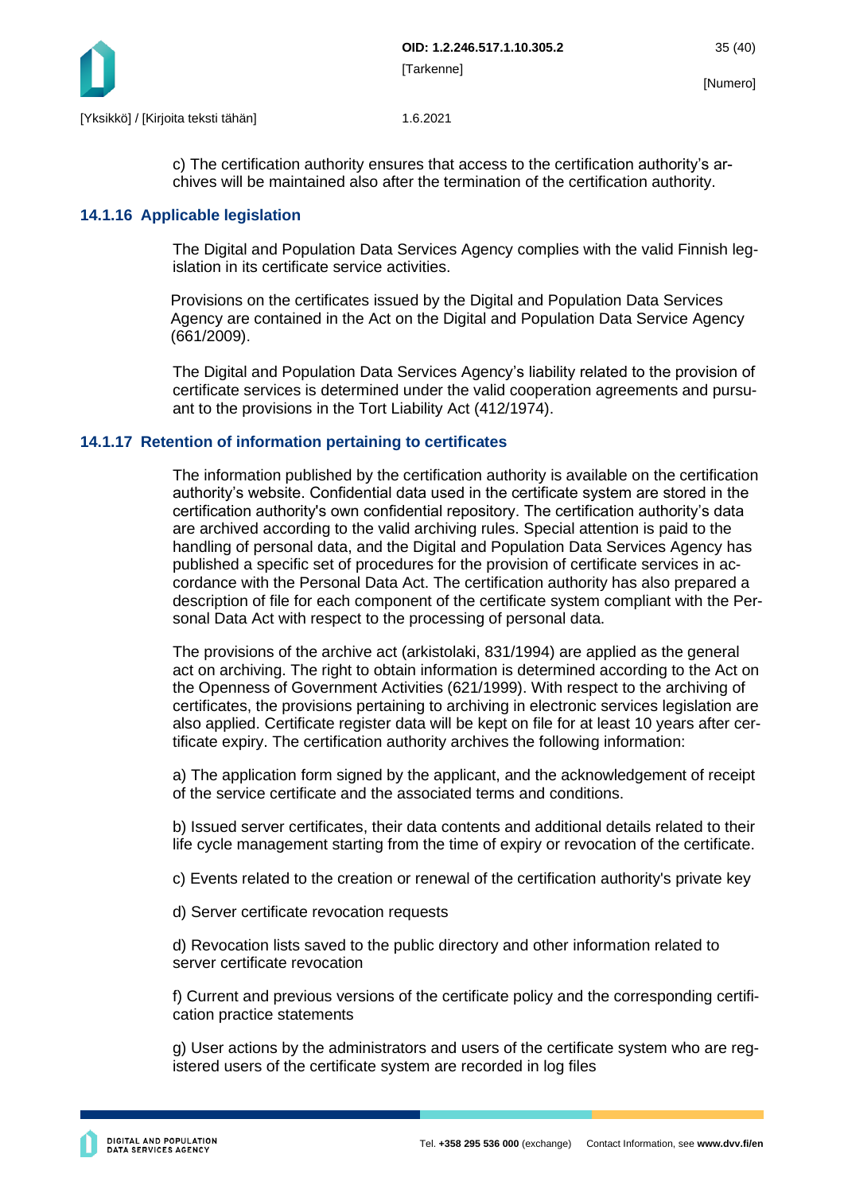c) The certification authority ensures that access to the certification authority's archives will be maintained also after the termination of the certification authority.

### 14.1.16 Applicable legislation

The Digital and Population Data Services Agency complies with the valid Finnish legislation in its certificate service activities.

Provisions on the certificates issued by the Digital and Population Data Services Agency are contained in the Act on the Digital and Population Data Service Agency (661/2009).

The Digital and Population Data Services Agency's liability related to the provision of certificate services is determined under the valid cooperation agreements and pursuant to the provisions in the Tort Liability Act (412/1974).

### 14.1.17 Retention of information pertaining to certificates

The information published by the certification authority is available on the certification authority's website. Confidential data used in the certificate system are stored in the certification authority's own confidential repository. The certification authority's data are archived according to the valid archiving rules. Special attention is paid to the handling of personal data, and the Digital and Population Data Services Agency has published a specific set of procedures for the provision of certificate services in accordance with the Personal Data Act. The certification authority has also prepared a description of file for each component of the certificate system compliant with the Personal Data Act with respect to the processing of personal data.

The provisions of the archive act (arkistolaki, 831/1994) are applied as the general act on archiving. The right to obtain information is determined according to the Act on the Openness of Government Activities (621/1999). With respect to the archiving of certificates, the provisions pertaining to archiving in electronic services legislation are also applied. Certificate register data will be kept on file for at least 10 years after certificate expiry. The certification authority archives the following information:

a) The application form signed by the applicant, and the acknowledgement of receipt of the service certificate and the associated terms and conditions.

b) Issued server certificates, their data contents and additional details related to their life cycle management starting from the time of expiry or revocation of the certificate.

c) Events related to the creation or renewal of the certification authority's private key

d) Server certificate revocation requests

d) Revocation lists saved to the public directory and other information related to server certificate revocation

f) Current and previous versions of the certificate policy and the corresponding certification practice statements

g) User actions by the administrators and users of the certificate system who are registered users of the certificate system are recorded in log files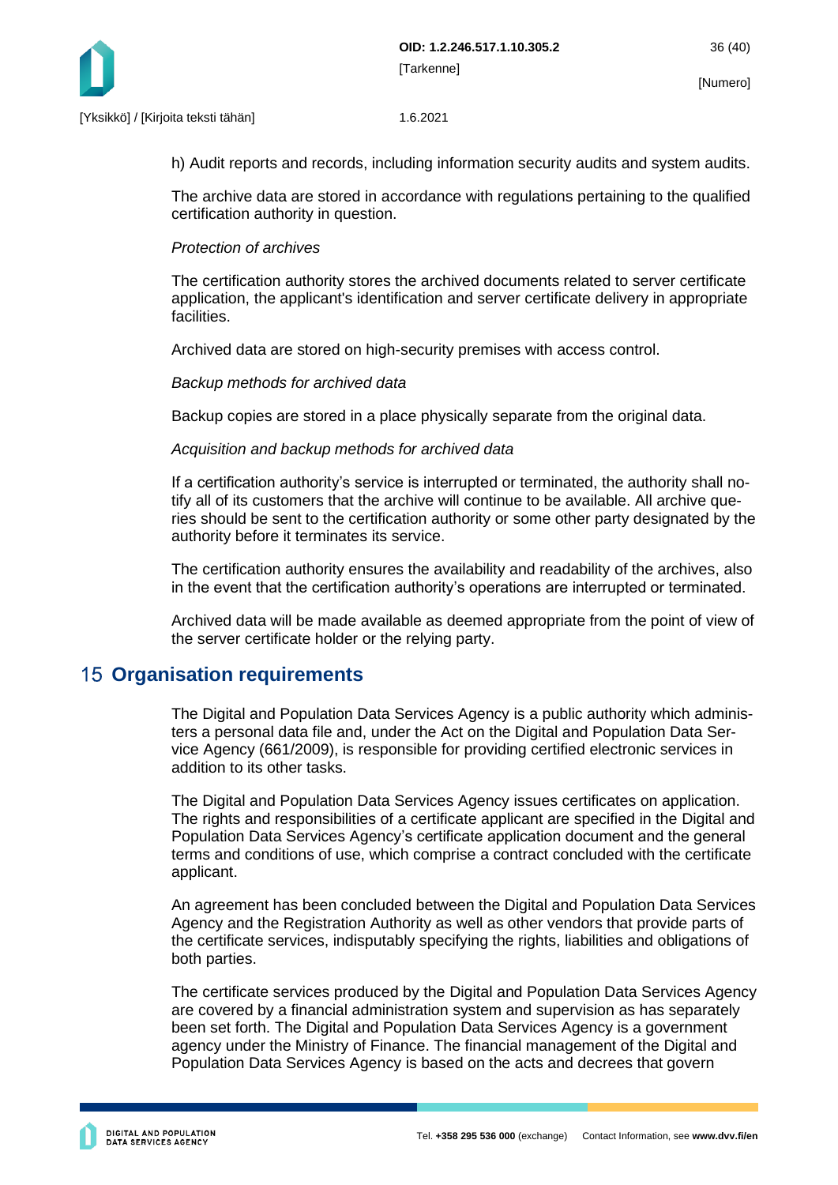h) Audit reports and records, including information security audits and system audits.

The archive data are stored in accordance with regulations pertaining to the qualified certification authority in question.

*Protection of archives*

The certification authority stores the archived documents related to server certificate application, the applicant's identification and server certificate delivery in appropriate facilities.

Archived data are stored on high-security premises with access control.

*Backup methods for archived data*

Backup copies are stored in a place physically separate from the original data.

*Acquisition and backup methods for archived data*

If a certification authority's service is interrupted or terminated, the authority shall notify all of its customers that the archive will continue to be available. All archive queries should be sent to the certification authority or some other party designated by the authority before it terminates its service.

The certification authority ensures the availability and readability of the archives, also in the event that the certification authority's operations are interrupted or terminated.

Archived data will be made available as deemed appropriate from the point of view of the server certificate holder or the relying party.

# 15 Organisation requirements

The Digital and Population Data Services Agency is a public authority which administers a personal data file and, under the Act on the Digital and Population Data Service Agency (661/2009), is responsible for providing certified electronic services in addition to its other tasks.

The Digital and Population Data Services Agency issues certificates on application. The rights and responsibilities of a certificate applicant are specified in the Digital and Population Data Services Agency's certificate application document and the general terms and conditions of use, which comprise a contract concluded with the certificate applicant.

An agreement has been concluded between the Digital and Population Data Services Agency and the Registration Authority as well as other vendors that provide parts of the certificate services, indisputably specifying the rights, liabilities and obligations of both parties.

The certificate services produced by the Digital and Population Data Services Agency are covered by a financial administration system and supervision as has separately been set forth. The Digital and Population Data Services Agency is a government agency under the Ministry of Finance. The financial management of the Digital and Population Data Services Agency is based on the acts and decrees that govern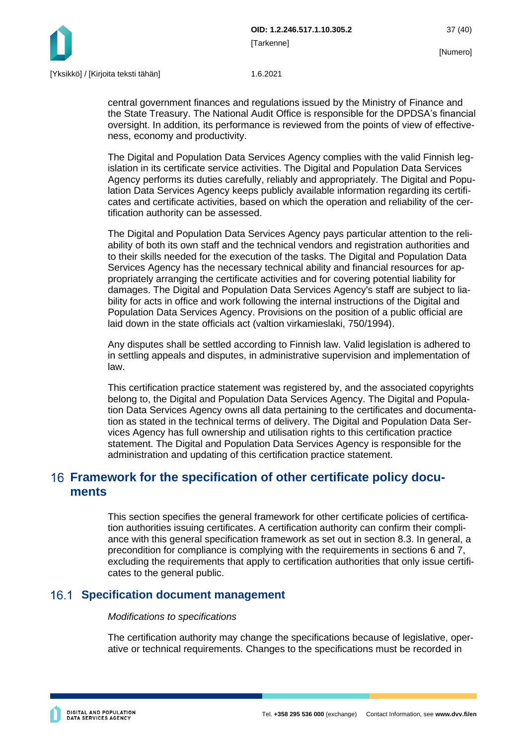central government finances and regulations issued by the Ministry of Finance and the State Treasury. The National Audit Office is responsible for the DPDSA's financial oversight. In addition, its performance is reviewed from the points of view of effectiveness, economy and productivity.

The Digital and Population Data Services Agency complies with the valid Finnish legislation in its certificate service activities. The Digital and Population Data Services Agency performs its duties carefully, reliably and appropriately. The Digital and Population Data Services Agency keeps publicly available information regarding its certificates and certificate activities, based on which the operation and reliability of the certification authority can be assessed.

The Digital and Population Data Services Agency pays particular attention to the reliability of both its own staff and the technical vendors and registration authorities and to their skills needed for the execution of the tasks. The Digital and Population Data Services Agency has the necessary technical ability and financial resources for appropriately arranging the certificate activities and for covering potential liability for damages. The Digital and Population Data Services Agency's staff are subject to liability for acts in office and work following the internal instructions of the Digital and Population Data Services Agency. Provisions on the position of a public official are laid down in the state officials act (valtion virkamieslaki, 750/1994).

Any disputes shall be settled according to Finnish law. Valid legislation is adhered to in settling appeals and disputes, in administrative supervision and implementation of law.

This certification practice statement was registered by, and the associated copyrights belong to, the Digital and Population Data Services Agency. The Digital and Population Data Services Agency owns all data pertaining to the certificates and documentation as stated in the technical terms of delivery. The Digital and Population Data Services Agency has full ownership and utilisation rights to this certification practice statement. The Digital and Population Data Services Agency is responsible for the administration and updating of this certification practice statement.

# 16 Framework for the specification of other certificate policy documents

This section specifies the general framework for other certificate policies of certification authorities issuing certificates. A certification authority can confirm their compliance with this general specification framework as set out in section 8.3. In general, a precondition for compliance is complying with the requirements in sections 6 and 7, excluding the requirements that apply to certification authorities that only issue certificates to the general public.

## 16.1 Specification document management

*Modifications to specifications*

The certification authority may change the specifications because of legislative, operative or technical requirements. Changes to the specifications must be recorded in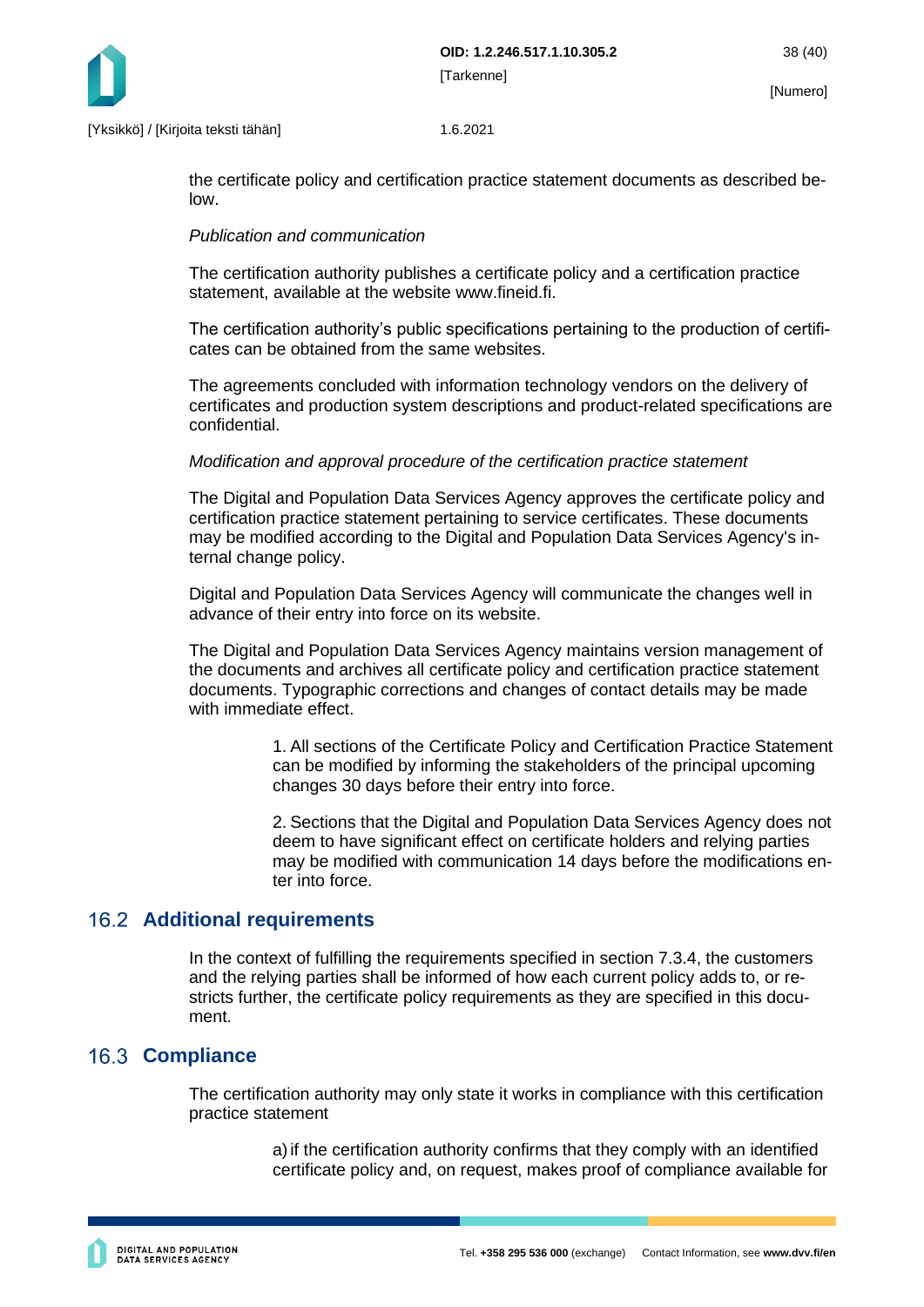the certificate policy and certification practice statement documents as described below.

*Publication and communication*

The certification authority publishes a certificate policy and a certification practice statement, available at the website www.fineid.fi.

The certification authority's public specifications pertaining to the production of certificates can be obtained from the same websites.

The agreements concluded with information technology vendors on the delivery of certificates and production system descriptions and product-related specifications are confidential.

*Modification and approval procedure of the certification practice statement*

The Digital and Population Data Services Agency approves the certificate policy and certification practice statement pertaining to service certificates. These documents may be modified according to the Digital and Population Data Services Agency's internal change policy.

Digital and Population Data Services Agency will communicate the changes well in advance of their entry into force on its website.

The Digital and Population Data Services Agency maintains version management of the documents and archives all certificate policy and certification practice statement documents. Typographic corrections and changes of contact details may be made with immediate effect.

1. All sections of the Certificate Policy and Certification Practice Statement can be modified by informing the stakeholders of the principal upcoming changes 30 days before their entry into force.

2. Sections that the Digital and Population Data Services Agency does not deem to have significant effect on certificate holders and relying parties may be modified with communication 14 days before the modifications enter into force.

## 16.2 Additional requirements

In the context of fulfilling the requirements specified in section 7.3.4, the customers and the relying parties shall be informed of how each current policy adds to, or restricts further, the certificate policy requirements as they are specified in this document.

## 16.3 Compliance

The certification authority may only state it works in compliance with this certification practice statement

a) if the certification authority confirms that they comply with an identified certificate policy and, on request, makes proof of compliance available for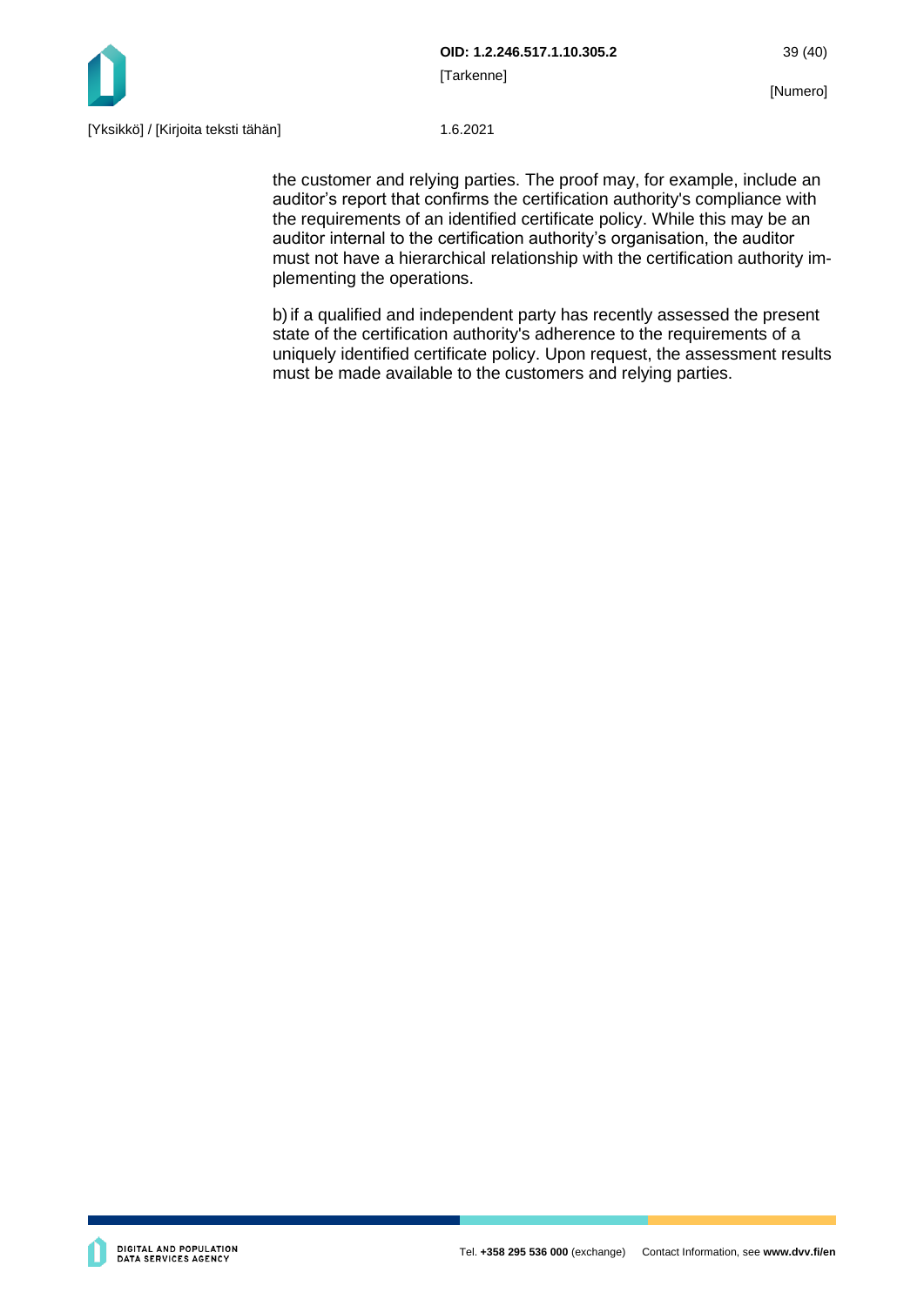the customer and relying parties. The proof may, for example, include an auditor's report that confirms the certification authority's compliance with the requirements of an identified certificate policy. While this may be an auditor internal to the certification authority's organisation, the auditor must not have a hierarchical relationship with the certification authority implementing the operations.

b) if a qualified and independent party has recently assessed the present state of the certification authority's adherence to the requirements of a uniquely identified certificate policy. Upon request, the assessment results must be made available to the customers and relying parties.